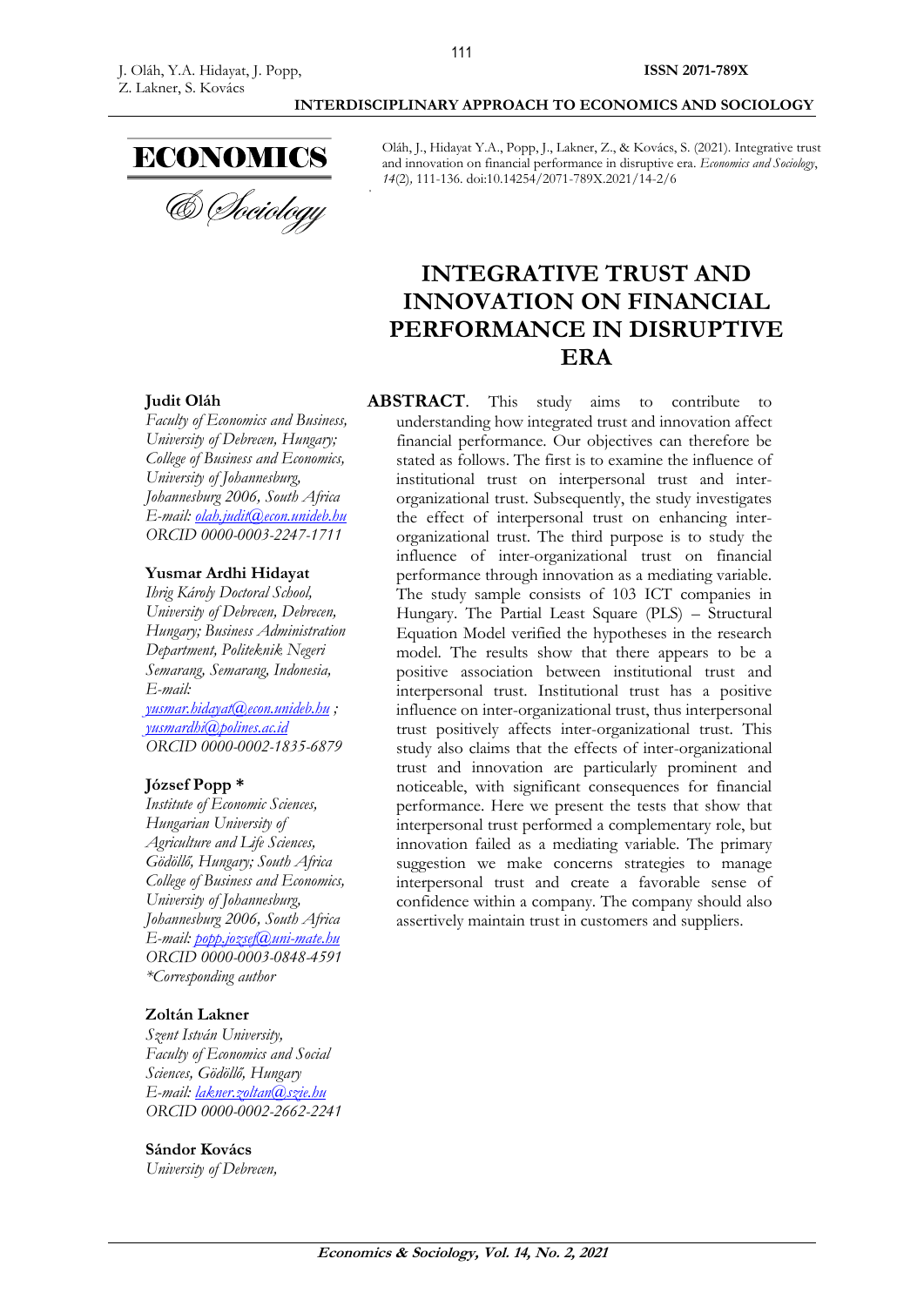Oláh, J., Hidayat Y.A., Popp, J., Lakner, Z., & Kovács, S. (2021). Integrative trust and innovation on financial performance in disruptive era. *Economics and Sociology*, *14*(2), 111-136. doi:10.14254/2071-789X.2021/14-2/6

# INTEGRATIVE TRUST AND INNOVATION ON FINANCIAL PERFORMANCE IN DISRUPTIVE ERA

**Judit Oláh**
*Faculty of Economics and Business, University of Debrecen, Hungary; College of Business and Economics, University of Johannesburg, Johannesburg 2006, South Africa*
*E-mail: olah.judit@econ.unideb.hu*
*ORCID 0000-0003-2247-1711*

**Yusmar Ardhi Hidayat**
*Ihrig Károly Doctoral School, University of Debrecen, Debrecen, Hungary; Business Administration Department, Politeknik Negeri Semarang, Semarang, Indonesia,*
*E-mail: yusmar.hidayat@econ.unideb.hu ; yusmardhi@polines.ac.id*
*ORCID 0000-0002-1835-6879*

**József Popp \***
*Institute of Economic Sciences, Hungarian University of Agriculture and Life Sciences, Gödöllő, Hungary; South Africa College of Business and Economics, University of Johannesburg, Johannesburg 2006, South Africa*
*E-mail: popp.jozsef@uni-mate.hu*
*ORCID 0000-0003-0848-4591*
*\*Corresponding author*

**Zoltán Lakner**
*Szent István University, Faculty of Economics and Social Sciences, Gödöllő, Hungary*
*E-mail: lakner.zoltan@szie.hu*
*ORCID 0000-0002-2662-2241*

**Sándor Kovács**
*University of Debrecen,*

**ABSTRACT**. This study aims to contribute to understanding how integrated trust and innovation affect financial performance. Our objectives can therefore be stated as follows. The first is to examine the influence of institutional trust on interpersonal trust and inter-organizational trust. Subsequently, the study investigates the effect of interpersonal trust on enhancing inter-organizational trust. The third purpose is to study the influence of inter-organizational trust on financial performance through innovation as a mediating variable. The study sample consists of 103 ICT companies in Hungary. The Partial Least Square (PLS) – Structural Equation Model verified the hypotheses in the research model. The results show that there appears to be a positive association between institutional trust and interpersonal trust. Institutional trust has a positive influence on inter-organizational trust, thus interpersonal trust positively affects inter-organizational trust. This study also claims that the effects of inter-organizational trust and innovation are particularly prominent and noticeable, with significant consequences for financial performance. Here we present the tests that show that interpersonal trust performed a complementary role, but innovation failed as a mediating variable. The primary suggestion we make concerns strategies to manage interpersonal trust and create a favorable sense of confidence within a company. The company should also assertively maintain trust in customers and suppliers.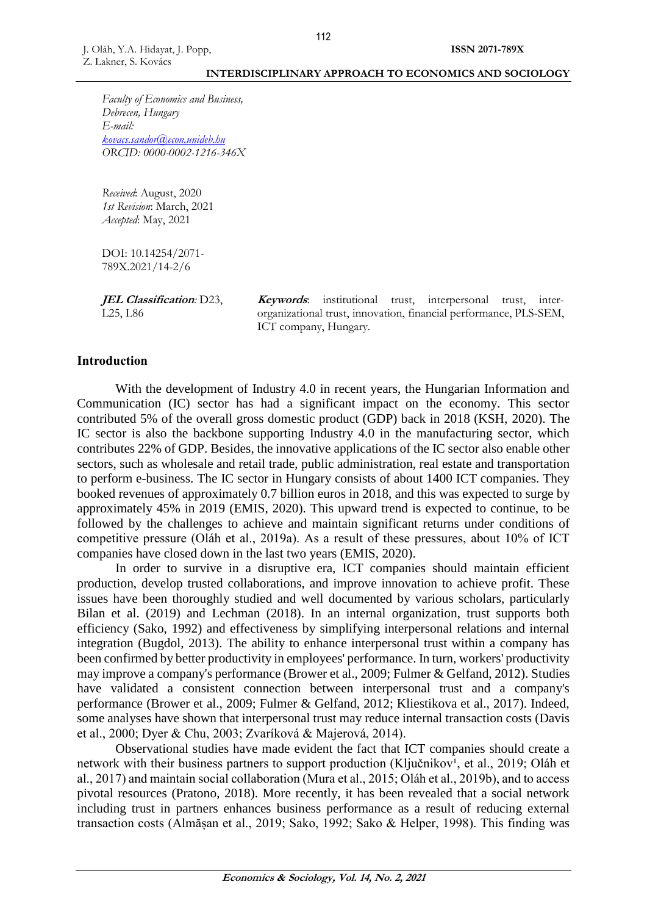*Faculty of Economics and Business, Debrecen, Hungary*
*E-mail:* *kovacs.sandor@econ.unideb.hu*
*ORCID: 0000-0002-1216-346X*

*Received*: August, 2020
*1st Revision*: March, 2021
*Accepted*: May, 2021

DOI: 10.14254/2071-789X.2021/14-2/6

***JEL Classification*:** D23, L25, L86

***Keywords***: institutional trust, interpersonal trust, inter-organizational trust, innovation, financial performance, PLS-SEM, ICT company, Hungary.

## Introduction

With the development of Industry 4.0 in recent years, the Hungarian Information and Communication (IC) sector has had a significant impact on the economy. This sector contributed 5% of the overall gross domestic product (GDP) back in 2018 (KSH, 2020). The IC sector is also the backbone supporting Industry 4.0 in the manufacturing sector, which contributes 22% of GDP. Besides, the innovative applications of the IC sector also enable other sectors, such as wholesale and retail trade, public administration, real estate and transportation to perform e-business. The IC sector in Hungary consists of about 1400 ICT companies. They booked revenues of approximately 0.7 billion euros in 2018, and this was expected to surge by approximately 45% in 2019 (EMIS, 2020). This upward trend is expected to continue, to be followed by the challenges to achieve and maintain significant returns under conditions of competitive pressure (Oláh et al., 2019a). As a result of these pressures, about 10% of ICT companies have closed down in the last two years (EMIS, 2020).

In order to survive in a disruptive era, ICT companies should maintain efficient production, develop trusted collaborations, and improve innovation to achieve profit. These issues have been thoroughly studied and well documented by various scholars, particularly Bilan et al. (2019) and Lechman (2018). In an internal organization, trust supports both efficiency (Sako, 1992) and effectiveness by simplifying interpersonal relations and internal integration (Bugdol, 2013). The ability to enhance interpersonal trust within a company has been confirmed by better productivity in employees' performance. In turn, workers' productivity may improve a company's performance (Brower et al., 2009; Fulmer & Gelfand, 2012). Studies have validated a consistent connection between interpersonal trust and a company's performance (Brower et al., 2009; Fulmer & Gelfand, 2012; Kliestikova et al., 2017). Indeed, some analyses have shown that interpersonal trust may reduce internal transaction costs (Davis et al., 2000; Dyer & Chu, 2003; Zvaríková & Majerová, 2014).

Observational studies have made evident the fact that ICT companies should create a network with their business partners to support production (Ključnikov[1], et al., 2019; Oláh et al., 2017) and maintain social collaboration (Mura et al., 2015; Oláh et al., 2019b), and to access pivotal resources (Pratono, 2018). More recently, it has been revealed that a social network including trust in partners enhances business performance as a result of reducing external transaction costs (Almăşan et al., 2019; Sako, 1992; Sako & Helper, 1998). This finding was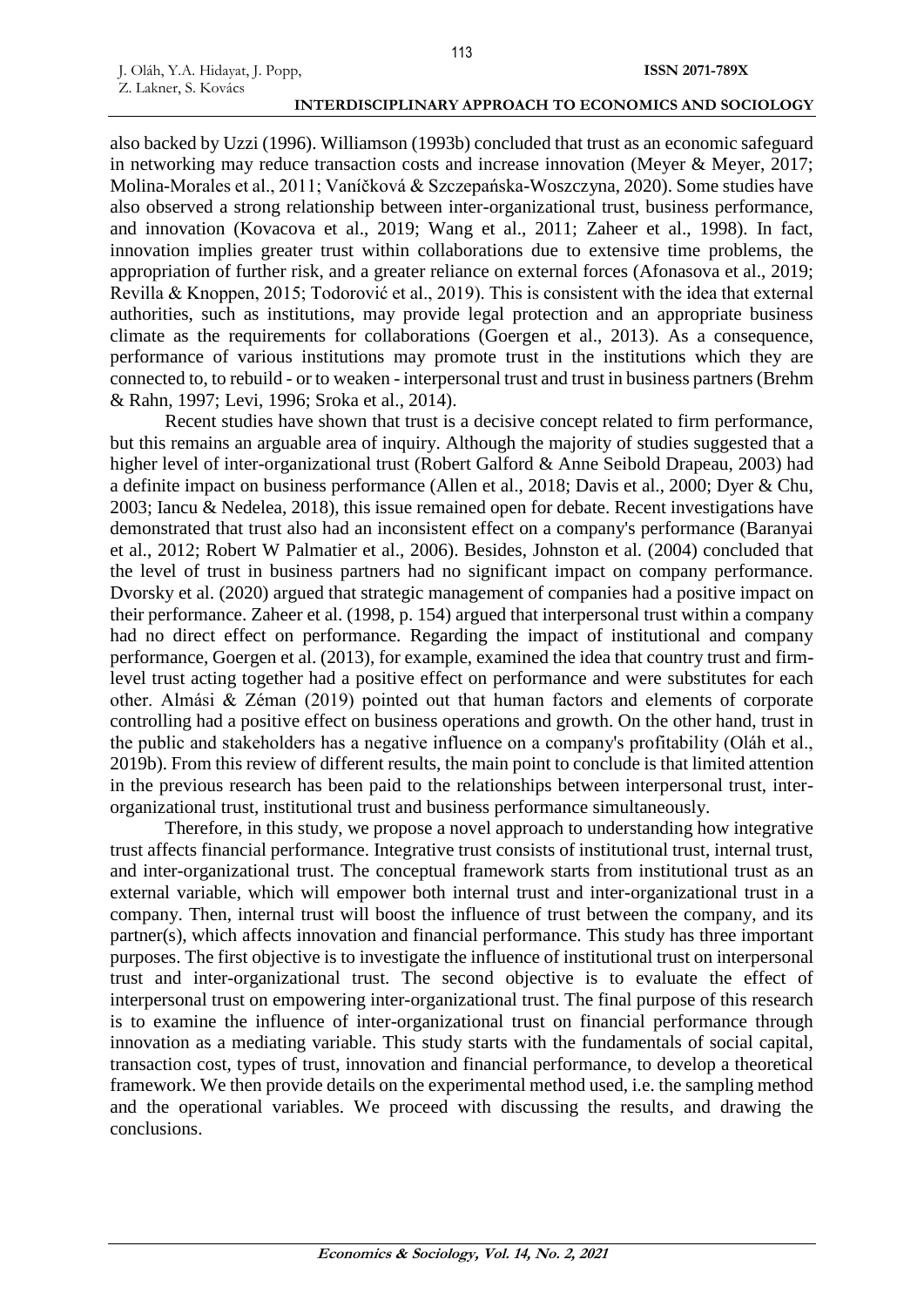also backed by Uzzi (1996). Williamson (1993b) concluded that trust as an economic safeguard in networking may reduce transaction costs and increase innovation (Meyer & Meyer, 2017; Molina-Morales et al., 2011; Vaníčková & Szczepańska-Woszczyna, 2020). Some studies have also observed a strong relationship between inter-organizational trust, business performance, and innovation (Kovacova et al., 2019; Wang et al., 2011; Zaheer et al., 1998). In fact, innovation implies greater trust within collaborations due to extensive time problems, the appropriation of further risk, and a greater reliance on external forces (Afonasova et al., 2019; Revilla & Knoppen, 2015; Todorović et al., 2019). This is consistent with the idea that external authorities, such as institutions, may provide legal protection and an appropriate business climate as the requirements for collaborations (Goergen et al., 2013). As a consequence, performance of various institutions may promote trust in the institutions which they are connected to, to rebuild - or to weaken - interpersonal trust and trust in business partners (Brehm & Rahn, 1997; Levi, 1996; Sroka et al., 2014).

Recent studies have shown that trust is a decisive concept related to firm performance, but this remains an arguable area of inquiry. Although the majority of studies suggested that a higher level of inter-organizational trust (Robert Galford & Anne Seibold Drapeau, 2003) had a definite impact on business performance (Allen et al., 2018; Davis et al., 2000; Dyer & Chu, 2003; Iancu & Nedelea, 2018), this issue remained open for debate. Recent investigations have demonstrated that trust also had an inconsistent effect on a company's performance (Baranyai et al., 2012; Robert W Palmatier et al., 2006). Besides, Johnston et al. (2004) concluded that the level of trust in business partners had no significant impact on company performance. Dvorsky et al. (2020) argued that strategic management of companies had a positive impact on their performance. Zaheer et al. (1998, p. 154) argued that interpersonal trust within a company had no direct effect on performance. Regarding the impact of institutional and company performance, Goergen et al. (2013), for example, examined the idea that country trust and firm-level trust acting together had a positive effect on performance and were substitutes for each other. Almási & Zéman (2019) pointed out that human factors and elements of corporate controlling had a positive effect on business operations and growth. On the other hand, trust in the public and stakeholders has a negative influence on a company's profitability (Oláh et al., 2019b). From this review of different results, the main point to conclude is that limited attention in the previous research has been paid to the relationships between interpersonal trust, inter-organizational trust, institutional trust and business performance simultaneously.

Therefore, in this study, we propose a novel approach to understanding how integrative trust affects financial performance. Integrative trust consists of institutional trust, internal trust, and inter-organizational trust. The conceptual framework starts from institutional trust as an external variable, which will empower both internal trust and inter-organizational trust in a company. Then, internal trust will boost the influence of trust between the company, and its partner(s), which affects innovation and financial performance. This study has three important purposes. The first objective is to investigate the influence of institutional trust on interpersonal trust and inter-organizational trust. The second objective is to evaluate the effect of interpersonal trust on empowering inter-organizational trust. The final purpose of this research is to examine the influence of inter-organizational trust on financial performance through innovation as a mediating variable. This study starts with the fundamentals of social capital, transaction cost, types of trust, innovation and financial performance, to develop a theoretical framework. We then provide details on the experimental method used, i.e. the sampling method and the operational variables. We proceed with discussing the results, and drawing the conclusions.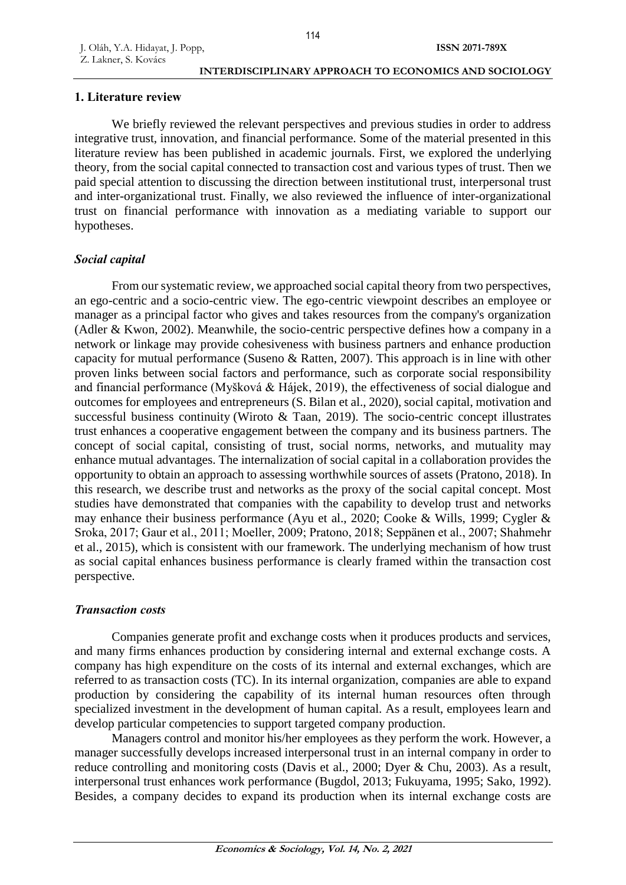## 1. Literature review

We briefly reviewed the relevant perspectives and previous studies in order to address integrative trust, innovation, and financial performance. Some of the material presented in this literature review has been published in academic journals. First, we explored the underlying theory, from the social capital connected to transaction cost and various types of trust. Then we paid special attention to discussing the direction between institutional trust, interpersonal trust and inter-organizational trust. Finally, we also reviewed the influence of inter-organizational trust on financial performance with innovation as a mediating variable to support our hypotheses.

### *Social capital*

From our systematic review, we approached social capital theory from two perspectives, an ego-centric and a socio-centric view. The ego-centric viewpoint describes an employee or manager as a principal factor who gives and takes resources from the company's organization (Adler & Kwon, 2002). Meanwhile, the socio-centric perspective defines how a company in a network or linkage may provide cohesiveness with business partners and enhance production capacity for mutual performance (Suseno & Ratten, 2007). This approach is in line with other proven links between social factors and performance, such as corporate social responsibility and financial performance (Myšková & Hájek, 2019), the effectiveness of social dialogue and outcomes for employees and entrepreneurs (S. Bilan et al., 2020), social capital, motivation and successful business continuity (Wiroto & Taan, 2019). The socio-centric concept illustrates trust enhances a cooperative engagement between the company and its business partners. The concept of social capital, consisting of trust, social norms, networks, and mutuality may enhance mutual advantages. The internalization of social capital in a collaboration provides the opportunity to obtain an approach to assessing worthwhile sources of assets (Pratono, 2018). In this research, we describe trust and networks as the proxy of the social capital concept. Most studies have demonstrated that companies with the capability to develop trust and networks may enhance their business performance (Ayu et al., 2020; Cooke & Wills, 1999; Cygler & Sroka, 2017; Gaur et al., 2011; Moeller, 2009; Pratono, 2018; Seppänen et al., 2007; Shahmehr et al., 2015), which is consistent with our framework. The underlying mechanism of how trust as social capital enhances business performance is clearly framed within the transaction cost perspective.

### *Transaction costs*

Companies generate profit and exchange costs when it produces products and services, and many firms enhances production by considering internal and external exchange costs. A company has high expenditure on the costs of its internal and external exchanges, which are referred to as transaction costs (TC). In its internal organization, companies are able to expand production by considering the capability of its internal human resources often through specialized investment in the development of human capital. As a result, employees learn and develop particular competencies to support targeted company production.

Managers control and monitor his/her employees as they perform the work. However, a manager successfully develops increased interpersonal trust in an internal company in order to reduce controlling and monitoring costs (Davis et al., 2000; Dyer & Chu, 2003). As a result, interpersonal trust enhances work performance (Bugdol, 2013; Fukuyama, 1995; Sako, 1992). Besides, a company decides to expand its production when its internal exchange costs are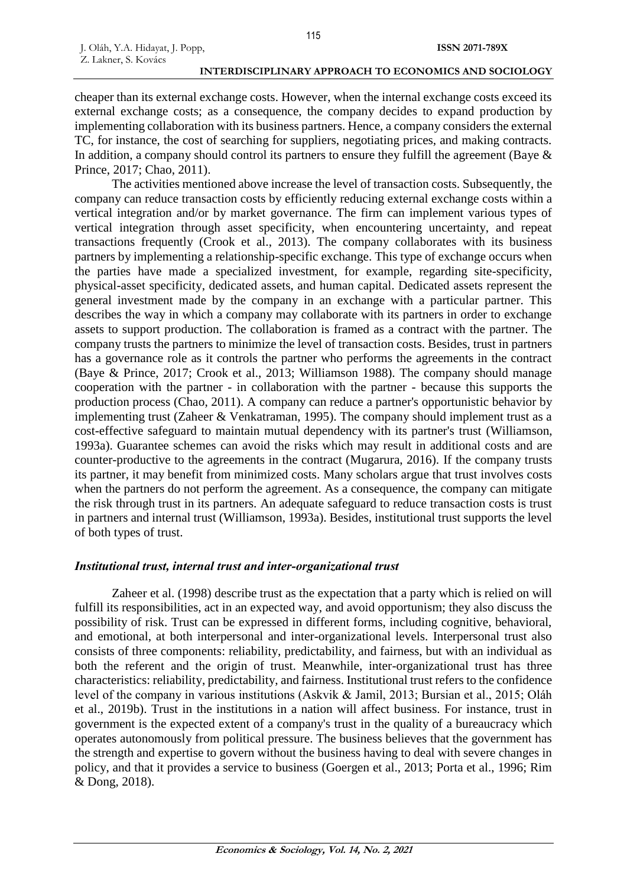cheaper than its external exchange costs. However, when the internal exchange costs exceed its external exchange costs; as a consequence, the company decides to expand production by implementing collaboration with its business partners. Hence, a company considers the external TC, for instance, the cost of searching for suppliers, negotiating prices, and making contracts. In addition, a company should control its partners to ensure they fulfill the agreement (Baye & Prince, 2017; Chao, 2011).

The activities mentioned above increase the level of transaction costs. Subsequently, the company can reduce transaction costs by efficiently reducing external exchange costs within a vertical integration and/or by market governance. The firm can implement various types of vertical integration through asset specificity, when encountering uncertainty, and repeat transactions frequently (Crook et al., 2013). The company collaborates with its business partners by implementing a relationship-specific exchange. This type of exchange occurs when the parties have made a specialized investment, for example, regarding site-specificity, physical-asset specificity, dedicated assets, and human capital. Dedicated assets represent the general investment made by the company in an exchange with a particular partner. This describes the way in which a company may collaborate with its partners in order to exchange assets to support production. The collaboration is framed as a contract with the partner. The company trusts the partners to minimize the level of transaction costs. Besides, trust in partners has a governance role as it controls the partner who performs the agreements in the contract (Baye & Prince, 2017; Crook et al., 2013; Williamson 1988). The company should manage cooperation with the partner - in collaboration with the partner - because this supports the production process (Chao, 2011). A company can reduce a partner's opportunistic behavior by implementing trust (Zaheer & Venkatraman, 1995). The company should implement trust as a cost-effective safeguard to maintain mutual dependency with its partner's trust (Williamson, 1993a). Guarantee schemes can avoid the risks which may result in additional costs and are counter-productive to the agreements in the contract (Mugarura, 2016). If the company trusts its partner, it may benefit from minimized costs. Many scholars argue that trust involves costs when the partners do not perform the agreement. As a consequence, the company can mitigate the risk through trust in its partners. An adequate safeguard to reduce transaction costs is trust in partners and internal trust (Williamson, 1993a). Besides, institutional trust supports the level of both types of trust.

### *Institutional trust, internal trust and inter-organizational trust*

Zaheer et al. (1998) describe trust as the expectation that a party which is relied on will fulfill its responsibilities, act in an expected way, and avoid opportunism; they also discuss the possibility of risk. Trust can be expressed in different forms, including cognitive, behavioral, and emotional, at both interpersonal and inter-organizational levels. Interpersonal trust also consists of three components: reliability, predictability, and fairness, but with an individual as both the referent and the origin of trust. Meanwhile, inter-organizational trust has three characteristics: reliability, predictability, and fairness. Institutional trust refers to the confidence level of the company in various institutions (Askvik & Jamil, 2013; Bursian et al., 2015; Oláh et al., 2019b). Trust in the institutions in a nation will affect business. For instance, trust in government is the expected extent of a company's trust in the quality of a bureaucracy which operates autonomously from political pressure. The business believes that the government has the strength and expertise to govern without the business having to deal with severe changes in policy, and that it provides a service to business (Goergen et al., 2013; Porta et al., 1996; Rim & Dong, 2018).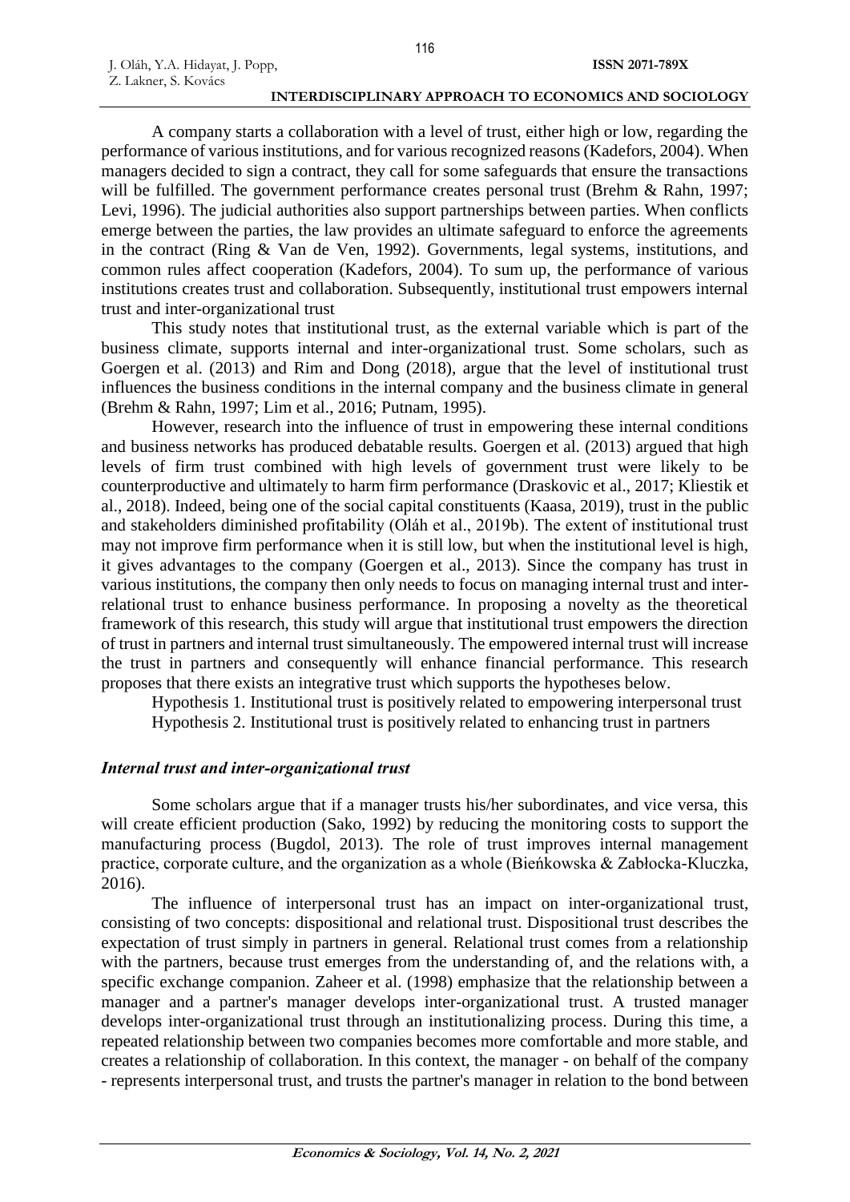A company starts a collaboration with a level of trust, either high or low, regarding the performance of various institutions, and for various recognized reasons (Kadefors, 2004). When managers decided to sign a contract, they call for some safeguards that ensure the transactions will be fulfilled. The government performance creates personal trust (Brehm & Rahn, 1997; Levi, 1996). The judicial authorities also support partnerships between parties. When conflicts emerge between the parties, the law provides an ultimate safeguard to enforce the agreements in the contract (Ring & Van de Ven, 1992). Governments, legal systems, institutions, and common rules affect cooperation (Kadefors, 2004). To sum up, the performance of various institutions creates trust and collaboration. Subsequently, institutional trust empowers internal trust and inter-organizational trust

This study notes that institutional trust, as the external variable which is part of the business climate, supports internal and inter-organizational trust. Some scholars, such as Goergen et al. (2013) and Rim and Dong (2018), argue that the level of institutional trust influences the business conditions in the internal company and the business climate in general (Brehm & Rahn, 1997; Lim et al., 2016; Putnam, 1995).

However, research into the influence of trust in empowering these internal conditions and business networks has produced debatable results. Goergen et al. (2013) argued that high levels of firm trust combined with high levels of government trust were likely to be counterproductive and ultimately to harm firm performance (Draskovic et al., 2017; Kliestik et al., 2018). Indeed, being one of the social capital constituents (Kaasa, 2019), trust in the public and stakeholders diminished profitability (Oláh et al., 2019b). The extent of institutional trust may not improve firm performance when it is still low, but when the institutional level is high, it gives advantages to the company (Goergen et al., 2013). Since the company has trust in various institutions, the company then only needs to focus on managing internal trust and inter-relational trust to enhance business performance. In proposing a novelty as the theoretical framework of this research, this study will argue that institutional trust empowers the direction of trust in partners and internal trust simultaneously. The empowered internal trust will increase the trust in partners and consequently will enhance financial performance. This research proposes that there exists an integrative trust which supports the hypotheses below.

Hypothesis 1. Institutional trust is positively related to empowering interpersonal trust

Hypothesis 2. Institutional trust is positively related to enhancing trust in partners

### *Internal trust and inter-organizational trust*

Some scholars argue that if a manager trusts his/her subordinates, and vice versa, this will create efficient production (Sako, 1992) by reducing the monitoring costs to support the manufacturing process (Bugdol, 2013). The role of trust improves internal management practice, corporate culture, and the organization as a whole (Bieńkowska & Zabłocka-Kluczka, 2016).

The influence of interpersonal trust has an impact on inter-organizational trust, consisting of two concepts: dispositional and relational trust. Dispositional trust describes the expectation of trust simply in partners in general. Relational trust comes from a relationship with the partners, because trust emerges from the understanding of, and the relations with, a specific exchange companion. Zaheer et al. (1998) emphasize that the relationship between a manager and a partner's manager develops inter-organizational trust. A trusted manager develops inter-organizational trust through an institutionalizing process. During this time, a repeated relationship between two companies becomes more comfortable and more stable, and creates a relationship of collaboration. In this context, the manager - on behalf of the company - represents interpersonal trust, and trusts the partner's manager in relation to the bond between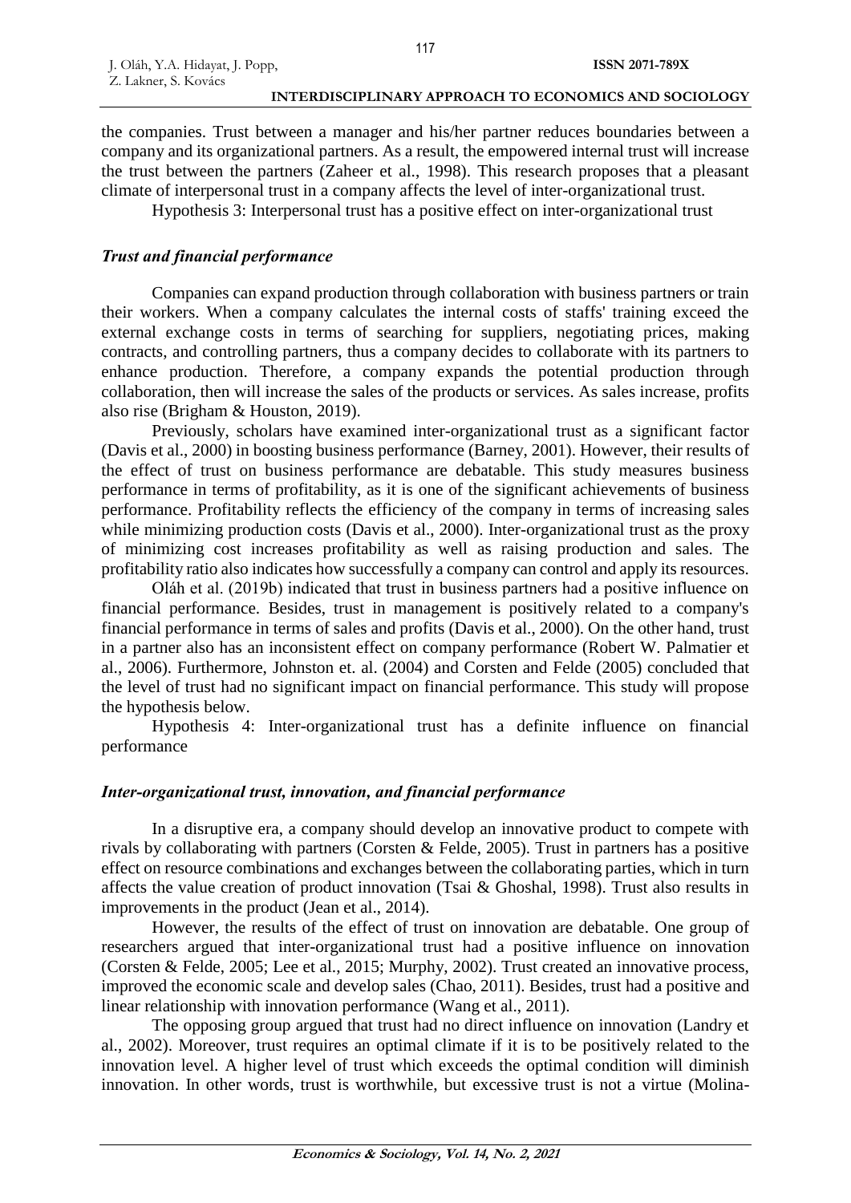the companies. Trust between a manager and his/her partner reduces boundaries between a company and its organizational partners. As a result, the empowered internal trust will increase the trust between the partners (Zaheer et al., 1998). This research proposes that a pleasant climate of interpersonal trust in a company affects the level of inter-organizational trust.

Hypothesis 3: Interpersonal trust has a positive effect on inter-organizational trust

### *Trust and financial performance*

Companies can expand production through collaboration with business partners or train their workers. When a company calculates the internal costs of staffs' training exceed the external exchange costs in terms of searching for suppliers, negotiating prices, making contracts, and controlling partners, thus a company decides to collaborate with its partners to enhance production. Therefore, a company expands the potential production through collaboration, then will increase the sales of the products or services. As sales increase, profits also rise (Brigham & Houston, 2019).

Previously, scholars have examined inter-organizational trust as a significant factor (Davis et al., 2000) in boosting business performance (Barney, 2001). However, their results of the effect of trust on business performance are debatable. This study measures business performance in terms of profitability, as it is one of the significant achievements of business performance. Profitability reflects the efficiency of the company in terms of increasing sales while minimizing production costs (Davis et al., 2000). Inter-organizational trust as the proxy of minimizing cost increases profitability as well as raising production and sales. The profitability ratio also indicates how successfully a company can control and apply its resources.

Oláh et al. (2019b) indicated that trust in business partners had a positive influence on financial performance. Besides, trust in management is positively related to a company's financial performance in terms of sales and profits (Davis et al., 2000). On the other hand, trust in a partner also has an inconsistent effect on company performance (Robert W. Palmatier et al., 2006). Furthermore, Johnston et. al. (2004) and Corsten and Felde (2005) concluded that the level of trust had no significant impact on financial performance. This study will propose the hypothesis below.

Hypothesis 4: Inter-organizational trust has a definite influence on financial performance

### *Inter-organizational trust, innovation, and financial performance*

In a disruptive era, a company should develop an innovative product to compete with rivals by collaborating with partners (Corsten & Felde, 2005). Trust in partners has a positive effect on resource combinations and exchanges between the collaborating parties, which in turn affects the value creation of product innovation (Tsai & Ghoshal, 1998). Trust also results in improvements in the product (Jean et al., 2014).

However, the results of the effect of trust on innovation are debatable. One group of researchers argued that inter-organizational trust had a positive influence on innovation (Corsten & Felde, 2005; Lee et al., 2015; Murphy, 2002). Trust created an innovative process, improved the economic scale and develop sales (Chao, 2011). Besides, trust had a positive and linear relationship with innovation performance (Wang et al., 2011).

The opposing group argued that trust had no direct influence on innovation (Landry et al., 2002). Moreover, trust requires an optimal climate if it is to be positively related to the innovation level. A higher level of trust which exceeds the optimal condition will diminish innovation. In other words, trust is worthwhile, but excessive trust is not a virtue (Molina-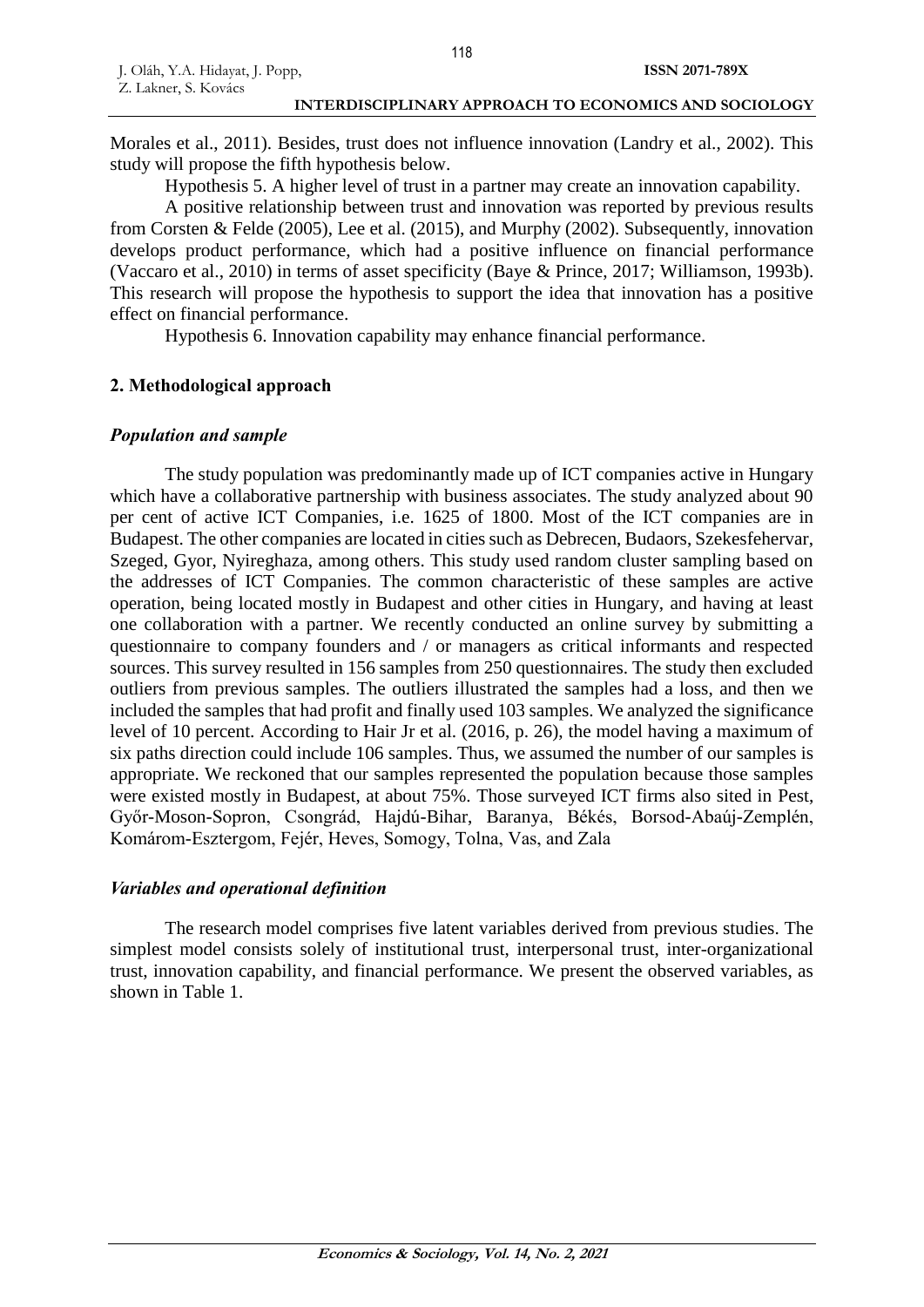Morales et al., 2011). Besides, trust does not influence innovation (Landry et al., 2002). This study will propose the fifth hypothesis below.

Hypothesis 5. A higher level of trust in a partner may create an innovation capability.

A positive relationship between trust and innovation was reported by previous results from Corsten & Felde (2005), Lee et al. (2015), and Murphy (2002). Subsequently, innovation develops product performance, which had a positive influence on financial performance (Vaccaro et al., 2010) in terms of asset specificity (Baye & Prince, 2017; Williamson, 1993b). This research will propose the hypothesis to support the idea that innovation has a positive effect on financial performance.

Hypothesis 6. Innovation capability may enhance financial performance.

## 2. Methodological approach

### *Population and sample*

The study population was predominantly made up of ICT companies active in Hungary which have a collaborative partnership with business associates. The study analyzed about 90 per cent of active ICT Companies, i.e. 1625 of 1800. Most of the ICT companies are in Budapest. The other companies are located in cities such as Debrecen, Budaors, Szekesfehervar, Szeged, Gyor, Nyireghaza, among others. This study used random cluster sampling based on the addresses of ICT Companies. The common characteristic of these samples are active operation, being located mostly in Budapest and other cities in Hungary, and having at least one collaboration with a partner. We recently conducted an online survey by submitting a questionnaire to company founders and / or managers as critical informants and respected sources. This survey resulted in 156 samples from 250 questionnaires. The study then excluded outliers from previous samples. The outliers illustrated the samples had a loss, and then we included the samples that had profit and finally used 103 samples. We analyzed the significance level of 10 percent. According to Hair Jr et al. (2016, p. 26), the model having a maximum of six paths direction could include 106 samples. Thus, we assumed the number of our samples is appropriate. We reckoned that our samples represented the population because those samples were existed mostly in Budapest, at about 75%. Those surveyed ICT firms also sited in Pest, Győr-Moson-Sopron, Csongrád, Hajdú-Bihar, Baranya, Békés, Borsod-Abaúj-Zemplén, Komárom-Esztergom, Fejér, Heves, Somogy, Tolna, Vas, and Zala

### *Variables and operational definition*

The research model comprises five latent variables derived from previous studies. The simplest model consists solely of institutional trust, interpersonal trust, inter-organizational trust, innovation capability, and financial performance. We present the observed variables, as shown in Table 1.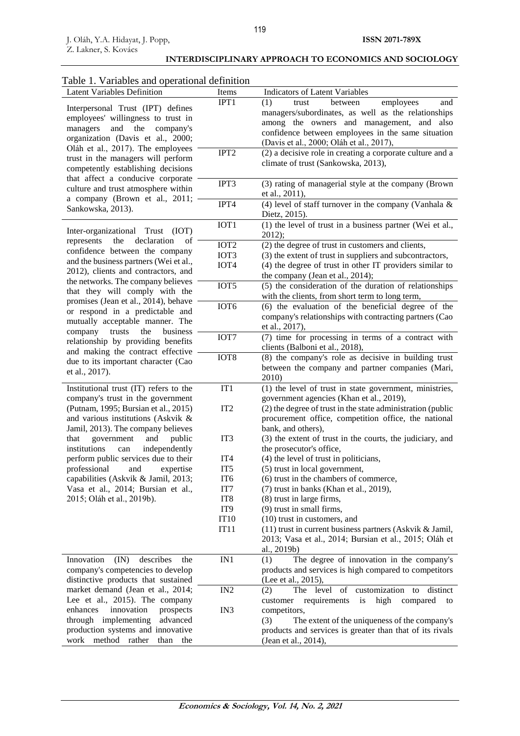Table 1. Variables and operational definition

| Latent Variables Definition | Items | Indicators of Latent Variables |
|---|---|---|
| Interpersonal Trust (IPT) defines employees' willingness to trust in managers and the company's organization (Davis et al., 2000; Oláh et al., 2017). The employees trust in the managers will perform competently establishing decisions that affect a conducive corporate culture and trust atmosphere within a company (Brown et al., 2011; Sankowska, 2013). | IPT1 | (1) trust between employees and managers/subordinates, as well as the relationships among the owners and management, and also confidence between employees in the same situation (Davis et al., 2000; Oláh et al., 2017), |
| | IPT2 | (2) a decisive role in creating a corporate culture and a climate of trust (Sankowska, 2013), |
| | IPT3 | (3) rating of managerial style at the company (Brown et al., 2011), |
| | IPT4 | (4) level of staff turnover in the company (Vanhala & Dietz, 2015). |
| Inter-organizational Trust (IOT) represents the declaration of confidence between the company and the business partners (Wei et al., 2012), clients and contractors, and the networks. The company believes that they will comply with the promises (Jean et al., 2014), behave or respond in a predictable and mutually acceptable manner. The company trusts the business relationship by providing benefits and making the contract effective due to its important character (Cao et al., 2017). | IOT1 | (1) the level of trust in a business partner (Wei et al., 2012); |
| | IOT2 | (2) the degree of trust in customers and clients, |
| | IOT3 | (3) the extent of trust in suppliers and subcontractors, |
| | IOT4 | (4) the degree of trust in other IT providers similar to the company (Jean et al., 2014); |
| | IOT5 | (5) the consideration of the duration of relationships with the clients, from short term to long term, |
| | IOT6 | (6) the evaluation of the beneficial degree of the company's relationships with contracting partners (Cao et al., 2017), |
| | IOT7 | (7) time for processing in terms of a contract with clients (Balboni et al., 2018), |
| | IOT8 | (8) the company's role as decisive in building trust between the company and partner companies (Mari, 2010) |
| Institutional trust (IT) refers to the company's trust in the government (Putnam, 1995; Bursian et al., 2015) and various institutions (Askvik & Jamil, 2013). The company believes that government and public institutions can independently perform public services due to their professional and expertise capabilities (Askvik & Jamil, 2013; Vasa et al., 2014; Bursian et al., 2015; Oláh et al., 2019b). | IT1 | (1) the level of trust in state government, ministries, government agencies (Khan et al., 2019), |
| | IT2 | (2) the degree of trust in the state administration (public procurement office, competition office, the national bank, and others), |
| | IT3 | (3) the extent of trust in the courts, the judiciary, and the prosecutor's office, |
| | IT4 | (4) the level of trust in politicians, |
| | IT5 | (5) trust in local government, |
| | IT6 | (6) trust in the chambers of commerce, |
| | IT7 | (7) trust in banks (Khan et al., 2019), |
| | IT8 | (8) trust in large firms, |
| | IT9 | (9) trust in small firms, |
| | IT10 | (10) trust in customers, and |
| | IT11 | (11) trust in current business partners (Askvik & Jamil, 2013; Vasa et al., 2014; Bursian et al., 2015; Oláh et al., 2019b) |
| Innovation (IN) describes the company's competencies to develop distinctive products that sustained market demand (Jean et al., 2014; Lee et al., 2015). The company enhances innovation prospects through implementing advanced production systems and innovative work method rather than the | IN1 | (1) The degree of innovation in the company's products and services is high compared to competitors (Lee et al., 2015), |
| | IN2 | (2) The level of customization to distinct customer requirements is high compared to competitors, |
| | IN3 | (3) The extent of the uniqueness of the company's products and services is greater than that of its rivals (Jean et al., 2014), |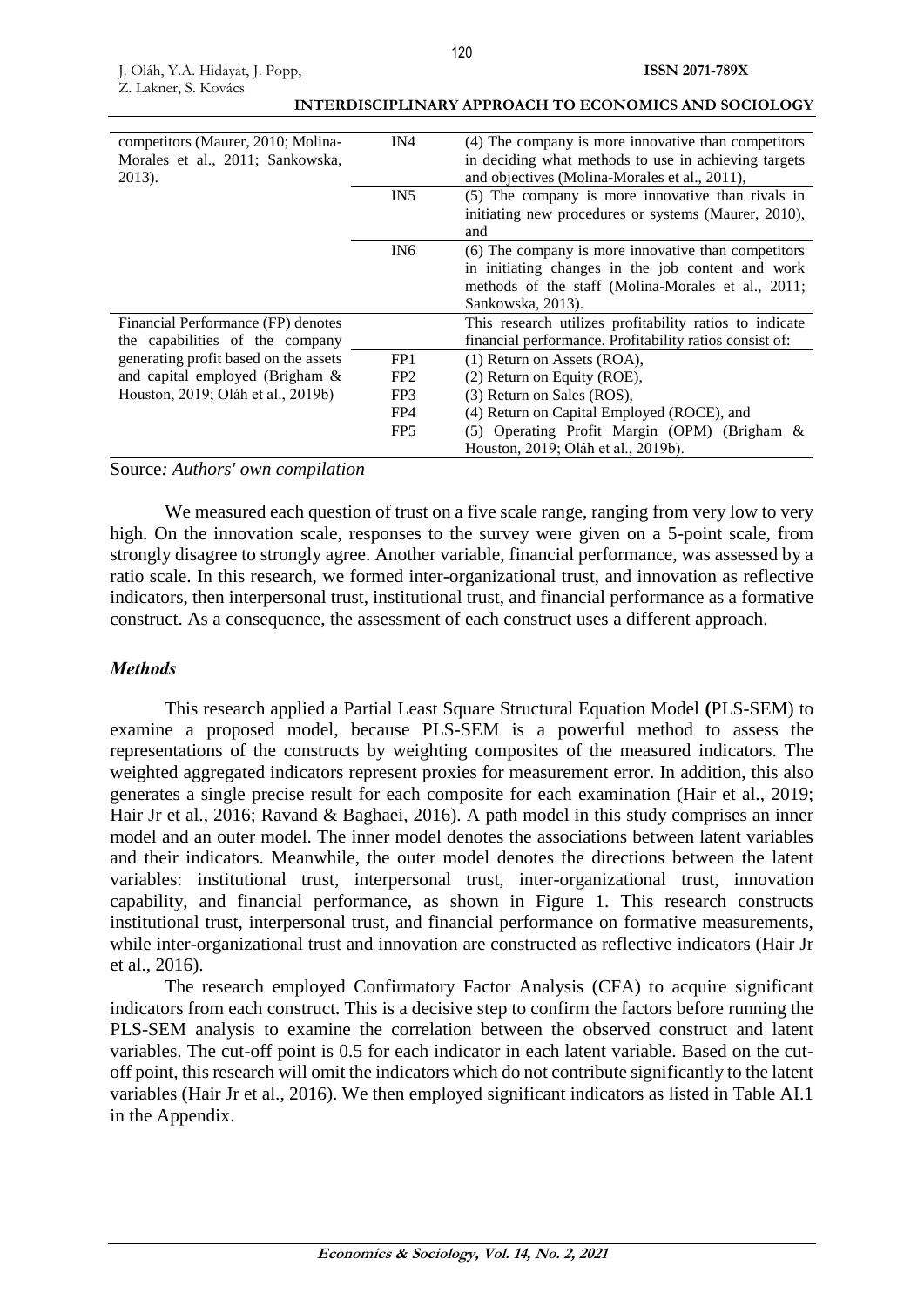| | | |
|---|---|---|
| competitors (Maurer, 2010; Molina-Morales et al., 2011; Sankowska, 2013). | IN4 | (4) The company is more innovative than competitors in deciding what methods to use in achieving targets and objectives (Molina-Morales et al., 2011), |
| | IN5 | (5) The company is more innovative than rivals in initiating new procedures or systems (Maurer, 2010), and |
| | IN6 | (6) The company is more innovative than competitors in initiating changes in the job content and work methods of the staff (Molina-Morales et al., 2011; Sankowska, 2013). |
| Financial Performance (FP) denotes the capabilities of the company generating profit based on the assets and capital employed (Brigham & Houston, 2019; Oláh et al., 2019b) | | This research utilizes profitability ratios to indicate financial performance. Profitability ratios consist of: |
| | FP1 | (1) Return on Assets (ROA), |
| | FP2 | (2) Return on Equity (ROE), |
| | FP3 | (3) Return on Sales (ROS), |
| | FP4 | (4) Return on Capital Employed (ROCE), and |
| | FP5 | (5) Operating Profit Margin (OPM) (Brigham & Houston, 2019; Oláh et al., 2019b). |

Source*: Authors' own compilation*

We measured each question of trust on a five scale range, ranging from very low to very high. On the innovation scale, responses to the survey were given on a 5-point scale, from strongly disagree to strongly agree. Another variable, financial performance, was assessed by a ratio scale. In this research, we formed inter-organizational trust, and innovation as reflective indicators, then interpersonal trust, institutional trust, and financial performance as a formative construct. As a consequence, the assessment of each construct uses a different approach.

### *Methods*

This research applied a Partial Least Square Structural Equation Model **(**PLS-SEM) to examine a proposed model, because PLS-SEM is a powerful method to assess the representations of the constructs by weighting composites of the measured indicators. The weighted aggregated indicators represent proxies for measurement error. In addition, this also generates a single precise result for each composite for each examination (Hair et al., 2019; Hair Jr et al., 2016; Ravand & Baghaei, 2016). A path model in this study comprises an inner model and an outer model. The inner model denotes the associations between latent variables and their indicators. Meanwhile, the outer model denotes the directions between the latent variables: institutional trust, interpersonal trust, inter-organizational trust, innovation capability, and financial performance, as shown in Figure 1. This research constructs institutional trust, interpersonal trust, and financial performance on formative measurements, while inter-organizational trust and innovation are constructed as reflective indicators (Hair Jr et al., 2016).

The research employed Confirmatory Factor Analysis (CFA) to acquire significant indicators from each construct. This is a decisive step to confirm the factors before running the PLS-SEM analysis to examine the correlation between the observed construct and latent variables. The cut-off point is 0.5 for each indicator in each latent variable. Based on the cut-off point, this research will omit the indicators which do not contribute significantly to the latent variables (Hair Jr et al., 2016). We then employed significant indicators as listed in Table AI.1 in the Appendix.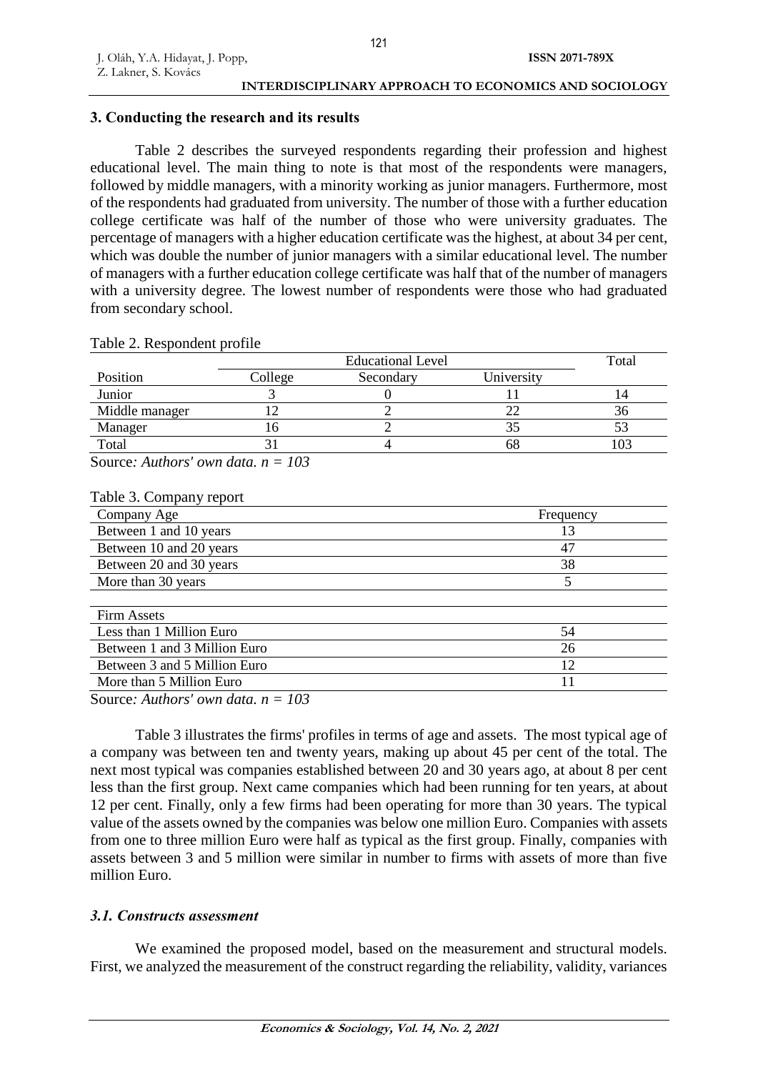## 3. Conducting the research and its results

Table 2 describes the surveyed respondents regarding their profession and highest educational level. The main thing to note is that most of the respondents were managers, followed by middle managers, with a minority working as junior managers. Furthermore, most of the respondents had graduated from university. The number of those with a further education college certificate was half of the number of those who were university graduates. The percentage of managers with a higher education certificate was the highest, at about 34 per cent, which was double the number of junior managers with a similar educational level. The number of managers with a further education college certificate was half that of the number of managers with a university degree. The lowest number of respondents were those who had graduated from secondary school.

Table 2. Respondent profile

| Position | Educational Level | | | Total |
|---|---|---|---|---|
| | College | Secondary | University | |
| Junior | 3 | 0 | 11 | 14 |
| Middle manager | 12 | 2 | 22 | 36 |
| Manager | 16 | 2 | 35 | 53 |
| Total | 31 | 4 | 68 | 103 |

Source*: Authors' own data. n = 103*

Table 3. Company report

| Company Age | Frequency |
|---|---|
| Between 1 and 10 years | 13 |
| Between 10 and 20 years | 47 |
| Between 20 and 30 years | 38 |
| More than 30 years | 5 |
| | |
| **Firm Assets** | |
| Less than 1 Million Euro | 54 |
| Between 1 and 3 Million Euro | 26 |
| Between 3 and 5 Million Euro | 12 |
| More than 5 Million Euro | 11 |

Source*: Authors' own data. n = 103*

Table 3 illustrates the firms' profiles in terms of age and assets. The most typical age of a company was between ten and twenty years, making up about 45 per cent of the total. The next most typical was companies established between 20 and 30 years ago, at about 8 per cent less than the first group. Next came companies which had been running for ten years, at about 12 per cent. Finally, only a few firms had been operating for more than 30 years. The typical value of the assets owned by the companies was below one million Euro. Companies with assets from one to three million Euro were half as typical as the first group. Finally, companies with assets between 3 and 5 million were similar in number to firms with assets of more than five million Euro.

### *3.1. Constructs assessment*

We examined the proposed model, based on the measurement and structural models. First, we analyzed the measurement of the construct regarding the reliability, validity, variances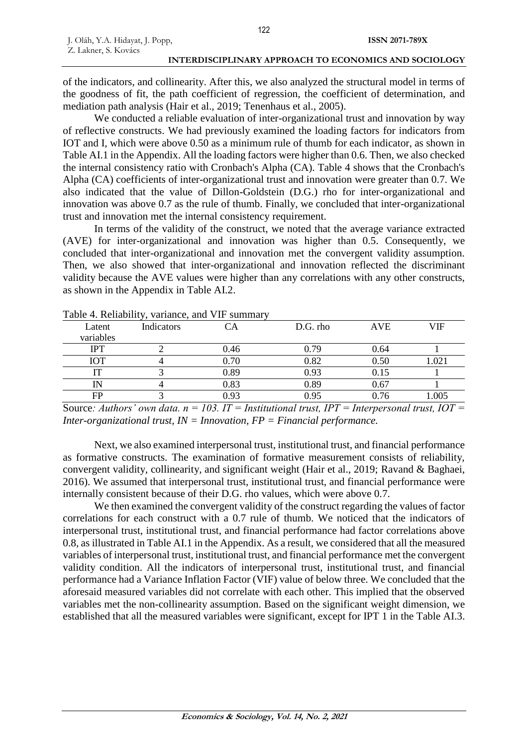of the indicators, and collinearity. After this, we also analyzed the structural model in terms of the goodness of fit, the path coefficient of regression, the coefficient of determination, and mediation path analysis (Hair et al., 2019; Tenenhaus et al., 2005).

We conducted a reliable evaluation of inter-organizational trust and innovation by way of reflective constructs. We had previously examined the loading factors for indicators from IOT and I, which were above 0.50 as a minimum rule of thumb for each indicator, as shown in Table AI.1 in the Appendix. All the loading factors were higher than 0.6. Then, we also checked the internal consistency ratio with Cronbach's Alpha (CA). Table 4 shows that the Cronbach's Alpha (CA) coefficients of inter-organizational trust and innovation were greater than 0.7. We also indicated that the value of Dillon-Goldstein (D.G.) rho for inter-organizational and innovation was above 0.7 as the rule of thumb. Finally, we concluded that inter-organizational trust and innovation met the internal consistency requirement.

In terms of the validity of the construct, we noted that the average variance extracted (AVE) for inter-organizational and innovation was higher than 0.5. Consequently, we concluded that inter-organizational and innovation met the convergent validity assumption. Then, we also showed that inter-organizational and innovation reflected the discriminant validity because the AVE values were higher than any correlations with any other constructs, as shown in the Appendix in Table AI.2.

Table 4. Reliability, variance, and VIF summary

| Latent variables | Indicators | CA | D.G. rho | AVE | VIF |
|---|---|---|---|---|---|
| IPT | 2 | 0.46 | 0.79 | 0.64 | 1 |
| IOT | 4 | 0.70 | 0.82 | 0.50 | 1.021 |
| IT | 3 | 0.89 | 0.93 | 0.15 | 1 |
| IN | 4 | 0.83 | 0.89 | 0.67 | 1 |
| FP | 3 | 0.93 | 0.95 | 0.76 | 1.005 |

Source*: Authors' own data. n = 103. IT = Institutional trust, IPT = Interpersonal trust, IOT = Inter-organizational trust, IN = Innovation, FP = Financial performance.*

Next, we also examined interpersonal trust, institutional trust, and financial performance as formative constructs. The examination of formative measurement consists of reliability, convergent validity, collinearity, and significant weight (Hair et al., 2019; Ravand & Baghaei, 2016). We assumed that interpersonal trust, institutional trust, and financial performance were internally consistent because of their D.G. rho values, which were above 0.7.

We then examined the convergent validity of the construct regarding the values of factor correlations for each construct with a 0.7 rule of thumb. We noticed that the indicators of interpersonal trust, institutional trust, and financial performance had factor correlations above 0.8, as illustrated in Table AI.1 in the Appendix. As a result, we considered that all the measured variables of interpersonal trust, institutional trust, and financial performance met the convergent validity condition. All the indicators of interpersonal trust, institutional trust, and financial performance had a Variance Inflation Factor (VIF) value of below three. We concluded that the aforesaid measured variables did not correlate with each other. This implied that the observed variables met the non-collinearity assumption. Based on the significant weight dimension, we established that all the measured variables were significant, except for IPT 1 in the Table AI.3.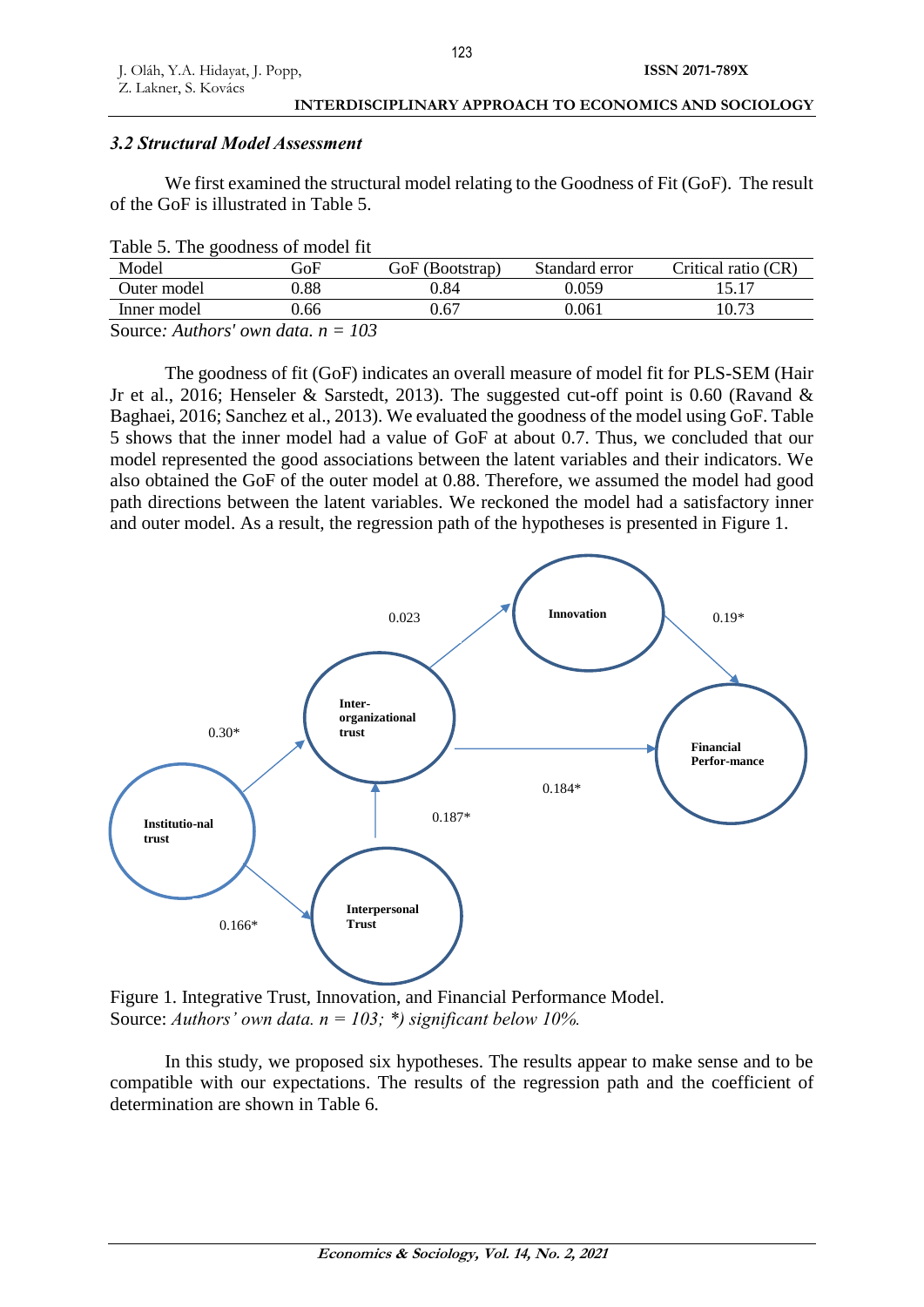### 3.2 Structural Model Assessment

We first examined the structural model relating to the Goodness of Fit (GoF). The result of the GoF is illustrated in Table 5.

Table 5. The goodness of model fit

| Model | GoF | GoF (Bootstrap) | Standard error | Critical ratio (CR) |
|---|---|---|---|---|
| Outer model | 0.88 | 0.84 | 0.059 | 15.17 |
| Inner model | 0.66 | 0.67 | 0.061 | 10.73 |

Source*: Authors' own data. n = 103*

The goodness of fit (GoF) indicates an overall measure of model fit for PLS-SEM (Hair Jr et al., 2016; Henseler & Sarstedt, 2013). The suggested cut-off point is 0.60 (Ravand & Baghaei, 2016; Sanchez et al., 2013). We evaluated the goodness of the model using GoF. Table 5 shows that the inner model had a value of GoF at about 0.7. Thus, we concluded that our model represented the good associations between the latent variables and their indicators. We also obtained the GoF of the outer model at 0.88. Therefore, we assumed the model had good path directions between the latent variables. We reckoned the model had a satisfactory inner and outer model. As a result, the regression path of the hypotheses is presented in Figure 1.

Figure 1. Integrative Trust, Innovation, and Financial Performance Model.
Source: *Authors' own data. n = 103; \*) significant below 10%.*

In this study, we proposed six hypotheses. The results appear to make sense and to be compatible with our expectations. The results of the regression path and the coefficient of determination are shown in Table 6.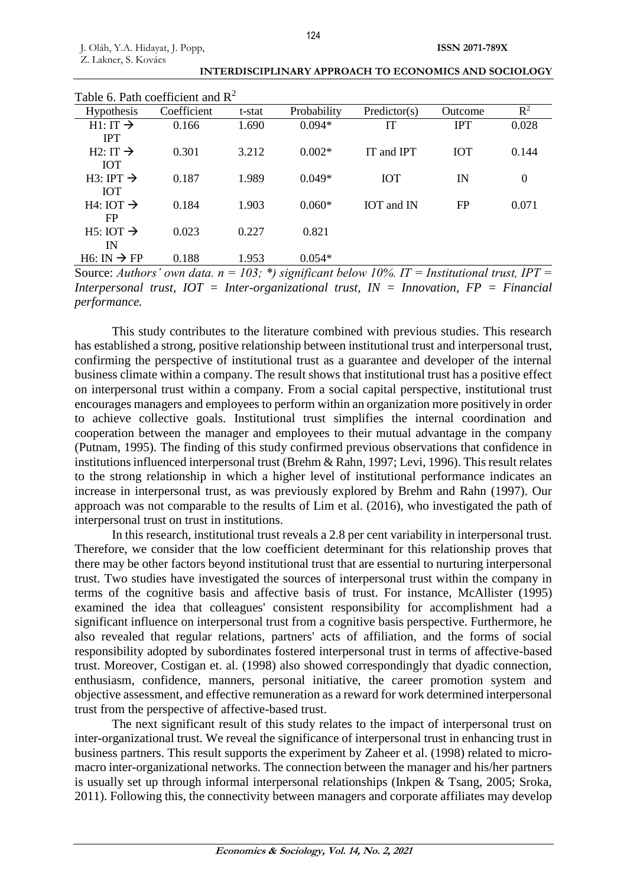Table 6. Path coefficient and $R^2$

| Hypothesis | Coefficient | t-stat | Probability | Predictor(s) | Outcome | $R^2$ |
|---|---|---|---|---|---|---|
| H1: IT → IPT | 0.166 | 1.690 | 0.094* | IT | IPT | 0.028 |
| H2: IT → IOT | 0.301 | 3.212 | 0.002* | IT and IPT | IOT | 0.144 |
| H3: IPT → IOT | 0.187 | 1.989 | 0.049* | IOT | IN | 0 |
| H4: IOT → FP | 0.184 | 1.903 | 0.060* | IOT and IN | FP | 0.071 |
| H5: IOT → IN | 0.023 | 0.227 | 0.821 | | | |
| H6: IN → FP | 0.188 | 1.953 | 0.054* | | | |

Source: *Authors' own data. n = 103; \*) significant below 10%. IT = Institutional trust, IPT = Interpersonal trust, IOT = Inter-organizational trust, IN = Innovation, FP = Financial performance.*

This study contributes to the literature combined with previous studies. This research has established a strong, positive relationship between institutional trust and interpersonal trust, confirming the perspective of institutional trust as a guarantee and developer of the internal business climate within a company. The result shows that institutional trust has a positive effect on interpersonal trust within a company. From a social capital perspective, institutional trust encourages managers and employees to perform within an organization more positively in order to achieve collective goals. Institutional trust simplifies the internal coordination and cooperation between the manager and employees to their mutual advantage in the company (Putnam, 1995). The finding of this study confirmed previous observations that confidence in institutions influenced interpersonal trust (Brehm & Rahn, 1997; Levi, 1996). This result relates to the strong relationship in which a higher level of institutional performance indicates an increase in interpersonal trust, as was previously explored by Brehm and Rahn (1997). Our approach was not comparable to the results of Lim et al. (2016), who investigated the path of interpersonal trust on trust in institutions.

In this research, institutional trust reveals a 2.8 per cent variability in interpersonal trust. Therefore, we consider that the low coefficient determinant for this relationship proves that there may be other factors beyond institutional trust that are essential to nurturing interpersonal trust. Two studies have investigated the sources of interpersonal trust within the company in terms of the cognitive basis and affective basis of trust. For instance, McAllister (1995) examined the idea that colleagues' consistent responsibility for accomplishment had a significant influence on interpersonal trust from a cognitive basis perspective. Furthermore, he also revealed that regular relations, partners' acts of affiliation, and the forms of social responsibility adopted by subordinates fostered interpersonal trust in terms of affective-based trust. Moreover, Costigan et. al. (1998) also showed correspondingly that dyadic connection, enthusiasm, confidence, manners, personal initiative, the career promotion system and objective assessment, and effective remuneration as a reward for work determined interpersonal trust from the perspective of affective-based trust.

The next significant result of this study relates to the impact of interpersonal trust on inter-organizational trust. We reveal the significance of interpersonal trust in enhancing trust in business partners. This result supports the experiment by Zaheer et al. (1998) related to micro-macro inter-organizational networks. The connection between the manager and his/her partners is usually set up through informal interpersonal relationships (Inkpen & Tsang, 2005; Sroka, 2011). Following this, the connectivity between managers and corporate affiliates may develop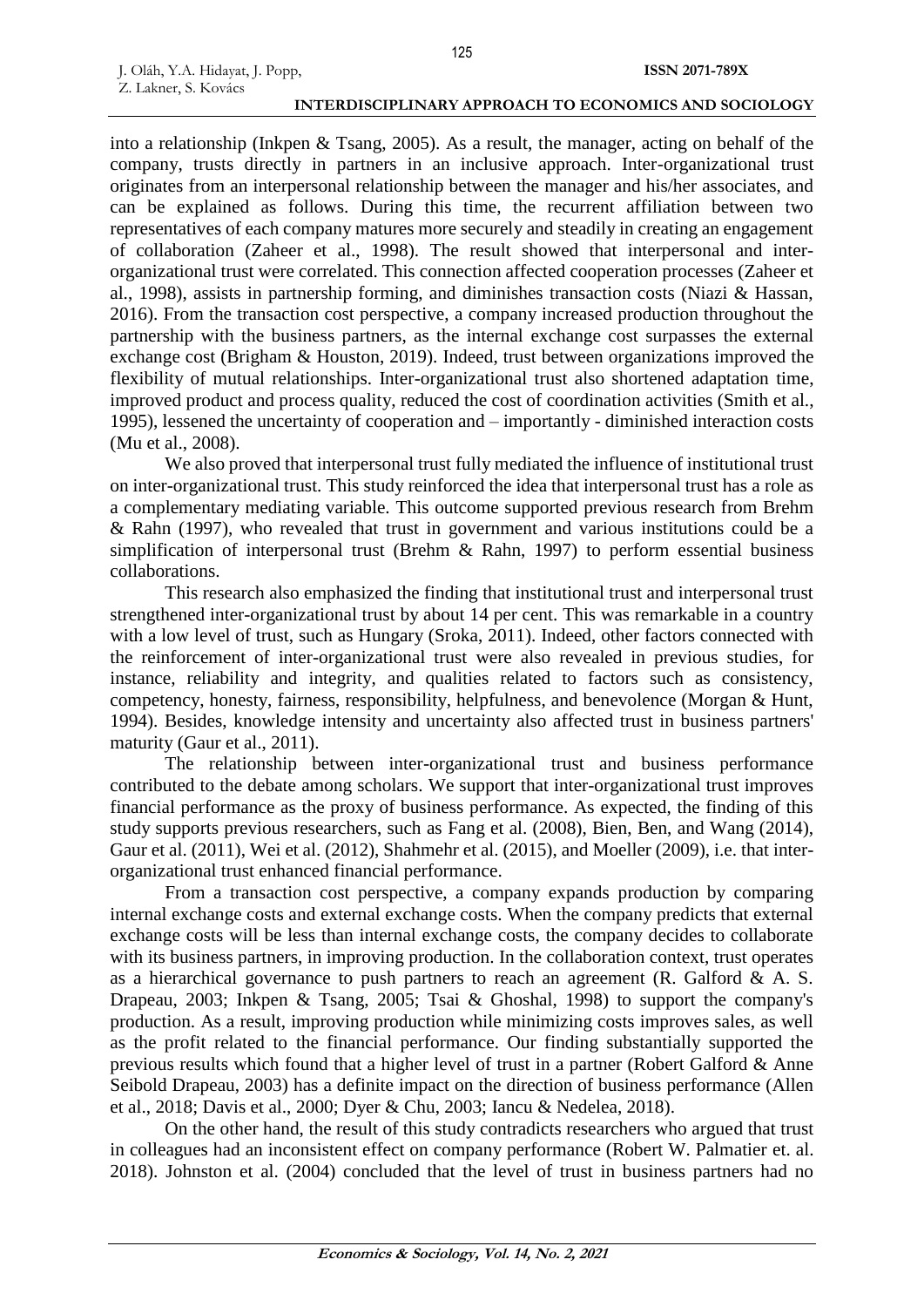into a relationship (Inkpen & Tsang, 2005). As a result, the manager, acting on behalf of the company, trusts directly in partners in an inclusive approach. Inter-organizational trust originates from an interpersonal relationship between the manager and his/her associates, and can be explained as follows. During this time, the recurrent affiliation between two representatives of each company matures more securely and steadily in creating an engagement of collaboration (Zaheer et al., 1998). The result showed that interpersonal and inter-organizational trust were correlated. This connection affected cooperation processes (Zaheer et al., 1998), assists in partnership forming, and diminishes transaction costs (Niazi & Hassan, 2016). From the transaction cost perspective, a company increased production throughout the partnership with the business partners, as the internal exchange cost surpasses the external exchange cost (Brigham & Houston, 2019). Indeed, trust between organizations improved the flexibility of mutual relationships. Inter-organizational trust also shortened adaptation time, improved product and process quality, reduced the cost of coordination activities (Smith et al., 1995), lessened the uncertainty of cooperation and – importantly - diminished interaction costs (Mu et al., 2008).

We also proved that interpersonal trust fully mediated the influence of institutional trust on inter-organizational trust. This study reinforced the idea that interpersonal trust has a role as a complementary mediating variable. This outcome supported previous research from Brehm & Rahn (1997), who revealed that trust in government and various institutions could be a simplification of interpersonal trust (Brehm & Rahn, 1997) to perform essential business collaborations.

This research also emphasized the finding that institutional trust and interpersonal trust strengthened inter-organizational trust by about 14 per cent. This was remarkable in a country with a low level of trust, such as Hungary (Sroka, 2011). Indeed, other factors connected with the reinforcement of inter-organizational trust were also revealed in previous studies, for instance, reliability and integrity, and qualities related to factors such as consistency, competency, honesty, fairness, responsibility, helpfulness, and benevolence (Morgan & Hunt, 1994). Besides, knowledge intensity and uncertainty also affected trust in business partners' maturity (Gaur et al., 2011).

The relationship between inter-organizational trust and business performance contributed to the debate among scholars. We support that inter-organizational trust improves financial performance as the proxy of business performance. As expected, the finding of this study supports previous researchers, such as Fang et al. (2008), Bien, Ben, and Wang (2014), Gaur et al. (2011), Wei et al. (2012), Shahmehr et al. (2015), and Moeller (2009), i.e. that inter-organizational trust enhanced financial performance.

From a transaction cost perspective, a company expands production by comparing internal exchange costs and external exchange costs. When the company predicts that external exchange costs will be less than internal exchange costs, the company decides to collaborate with its business partners, in improving production. In the collaboration context, trust operates as a hierarchical governance to push partners to reach an agreement (R. Galford & A. S. Drapeau, 2003; Inkpen & Tsang, 2005; Tsai & Ghoshal, 1998) to support the company's production. As a result, improving production while minimizing costs improves sales, as well as the profit related to the financial performance. Our finding substantially supported the previous results which found that a higher level of trust in a partner (Robert Galford & Anne Seibold Drapeau, 2003) has a definite impact on the direction of business performance (Allen et al., 2018; Davis et al., 2000; Dyer & Chu, 2003; Iancu & Nedelea, 2018).

On the other hand, the result of this study contradicts researchers who argued that trust in colleagues had an inconsistent effect on company performance (Robert W. Palmatier et. al. 2018). Johnston et al. (2004) concluded that the level of trust in business partners had no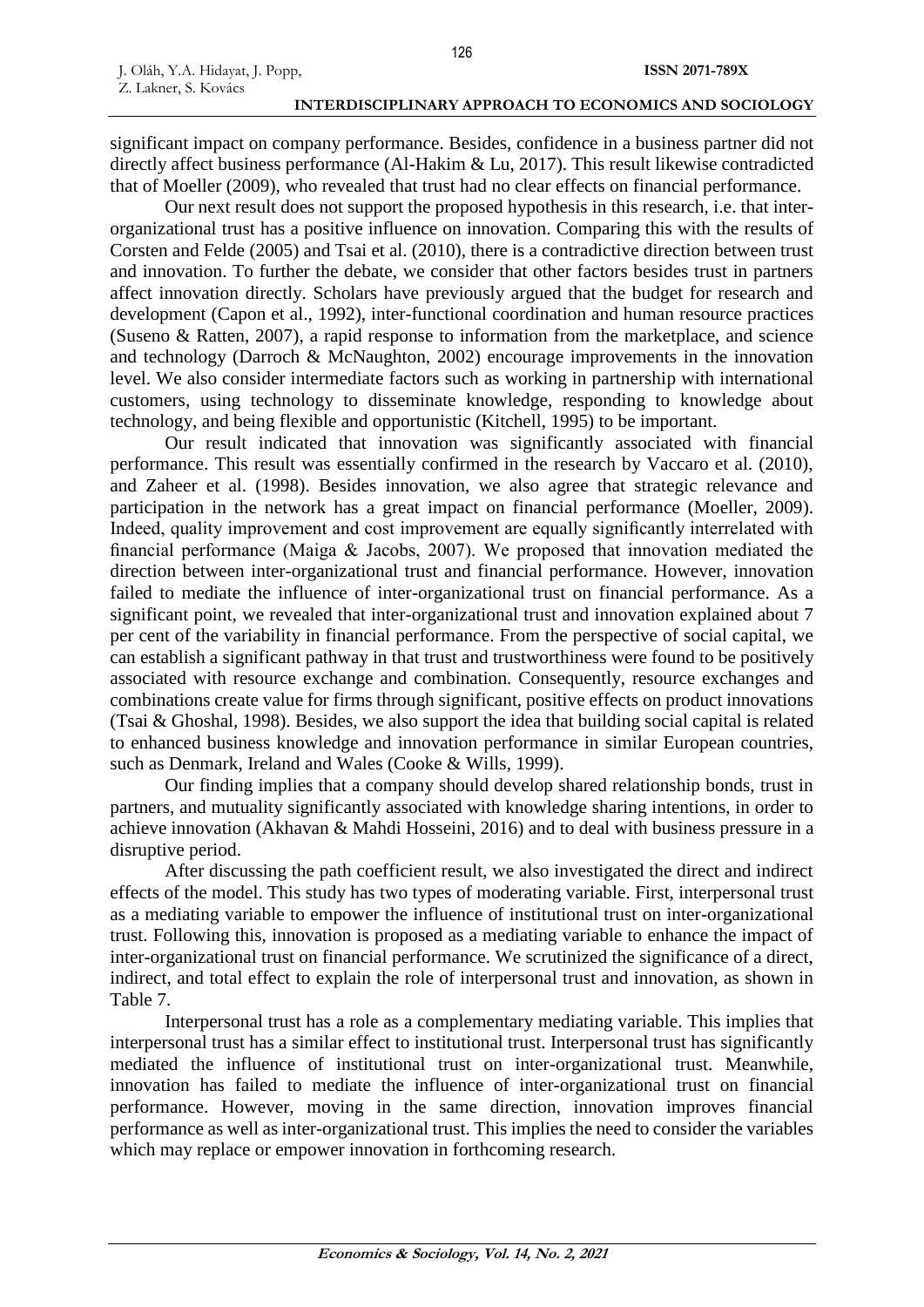significant impact on company performance. Besides, confidence in a business partner did not directly affect business performance (Al-Hakim & Lu, 2017). This result likewise contradicted that of Moeller (2009), who revealed that trust had no clear effects on financial performance.

Our next result does not support the proposed hypothesis in this research, i.e. that inter-organizational trust has a positive influence on innovation. Comparing this with the results of Corsten and Felde (2005) and Tsai et al. (2010), there is a contradictive direction between trust and innovation. To further the debate, we consider that other factors besides trust in partners affect innovation directly. Scholars have previously argued that the budget for research and development (Capon et al., 1992), inter-functional coordination and human resource practices (Suseno & Ratten, 2007), a rapid response to information from the marketplace, and science and technology (Darroch & McNaughton, 2002) encourage improvements in the innovation level. We also consider intermediate factors such as working in partnership with international customers, using technology to disseminate knowledge, responding to knowledge about technology, and being flexible and opportunistic (Kitchell, 1995) to be important.

Our result indicated that innovation was significantly associated with financial performance. This result was essentially confirmed in the research by Vaccaro et al. (2010), and Zaheer et al. (1998). Besides innovation, we also agree that strategic relevance and participation in the network has a great impact on financial performance (Moeller, 2009). Indeed, quality improvement and cost improvement are equally significantly interrelated with financial performance (Maiga & Jacobs, 2007). We proposed that innovation mediated the direction between inter-organizational trust and financial performance. However, innovation failed to mediate the influence of inter-organizational trust on financial performance. As a significant point, we revealed that inter-organizational trust and innovation explained about 7 per cent of the variability in financial performance. From the perspective of social capital, we can establish a significant pathway in that trust and trustworthiness were found to be positively associated with resource exchange and combination. Consequently, resource exchanges and combinations create value for firms through significant, positive effects on product innovations (Tsai & Ghoshal, 1998). Besides, we also support the idea that building social capital is related to enhanced business knowledge and innovation performance in similar European countries, such as Denmark, Ireland and Wales (Cooke & Wills, 1999).

Our finding implies that a company should develop shared relationship bonds, trust in partners, and mutuality significantly associated with knowledge sharing intentions, in order to achieve innovation (Akhavan & Mahdi Hosseini, 2016) and to deal with business pressure in a disruptive period.

After discussing the path coefficient result, we also investigated the direct and indirect effects of the model. This study has two types of moderating variable. First, interpersonal trust as a mediating variable to empower the influence of institutional trust on inter-organizational trust. Following this, innovation is proposed as a mediating variable to enhance the impact of inter-organizational trust on financial performance. We scrutinized the significance of a direct, indirect, and total effect to explain the role of interpersonal trust and innovation, as shown in Table 7.

Interpersonal trust has a role as a complementary mediating variable. This implies that interpersonal trust has a similar effect to institutional trust. Interpersonal trust has significantly mediated the influence of institutional trust on inter-organizational trust. Meanwhile, innovation has failed to mediate the influence of inter-organizational trust on financial performance. However, moving in the same direction, innovation improves financial performance as well as inter-organizational trust. This implies the need to consider the variables which may replace or empower innovation in forthcoming research.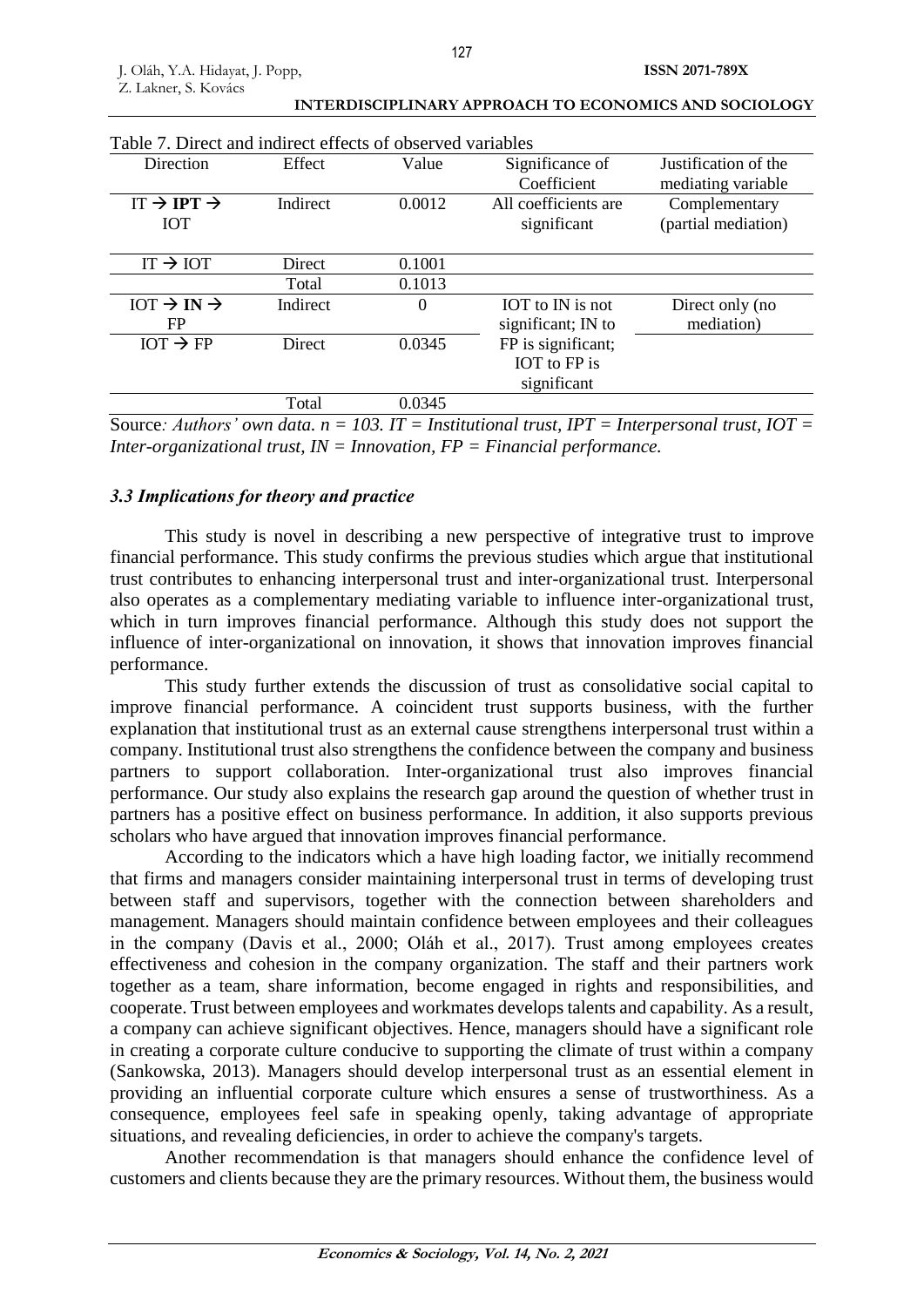Table 7. Direct and indirect effects of observed variables

| Direction | Effect | Value | Significance of Coefficient | Justification of the mediating variable |
|---|---|---|---|---|
| IT → **IPT** → IOT | Indirect | 0.0012 | All coefficients are significant | Complementary (partial mediation) |
| IT → IOT | Direct | 0.1001 | | |
| | Total | 0.1013 | | |
| IOT → **IN** → FP | Indirect | 0 | IOT to IN is not significant; IN to FP is significant; IOT to FP is significant | Direct only (no mediation) |
| IOT → FP | Direct | 0.0345 | | |
| | Total | 0.0345 | | |

Source*: Authors' own data. n = 103. IT = Institutional trust, IPT = Interpersonal trust, IOT = Inter-organizational trust, IN = Innovation, FP = Financial performance.*

### *3.3 Implications for theory and practice*

This study is novel in describing a new perspective of integrative trust to improve financial performance. This study confirms the previous studies which argue that institutional trust contributes to enhancing interpersonal trust and inter-organizational trust. Interpersonal also operates as a complementary mediating variable to influence inter-organizational trust, which in turn improves financial performance. Although this study does not support the influence of inter-organizational on innovation, it shows that innovation improves financial performance.

This study further extends the discussion of trust as consolidative social capital to improve financial performance. A coincident trust supports business, with the further explanation that institutional trust as an external cause strengthens interpersonal trust within a company. Institutional trust also strengthens the confidence between the company and business partners to support collaboration. Inter-organizational trust also improves financial performance. Our study also explains the research gap around the question of whether trust in partners has a positive effect on business performance. In addition, it also supports previous scholars who have argued that innovation improves financial performance.

According to the indicators which a have high loading factor, we initially recommend that firms and managers consider maintaining interpersonal trust in terms of developing trust between staff and supervisors, together with the connection between shareholders and management. Managers should maintain confidence between employees and their colleagues in the company (Davis et al., 2000; Oláh et al., 2017). Trust among employees creates effectiveness and cohesion in the company organization. The staff and their partners work together as a team, share information, become engaged in rights and responsibilities, and cooperate. Trust between employees and workmates develops talents and capability. As a result, a company can achieve significant objectives. Hence, managers should have a significant role in creating a corporate culture conducive to supporting the climate of trust within a company (Sankowska, 2013). Managers should develop interpersonal trust as an essential element in providing an influential corporate culture which ensures a sense of trustworthiness. As a consequence, employees feel safe in speaking openly, taking advantage of appropriate situations, and revealing deficiencies, in order to achieve the company's targets.

Another recommendation is that managers should enhance the confidence level of customers and clients because they are the primary resources. Without them, the business would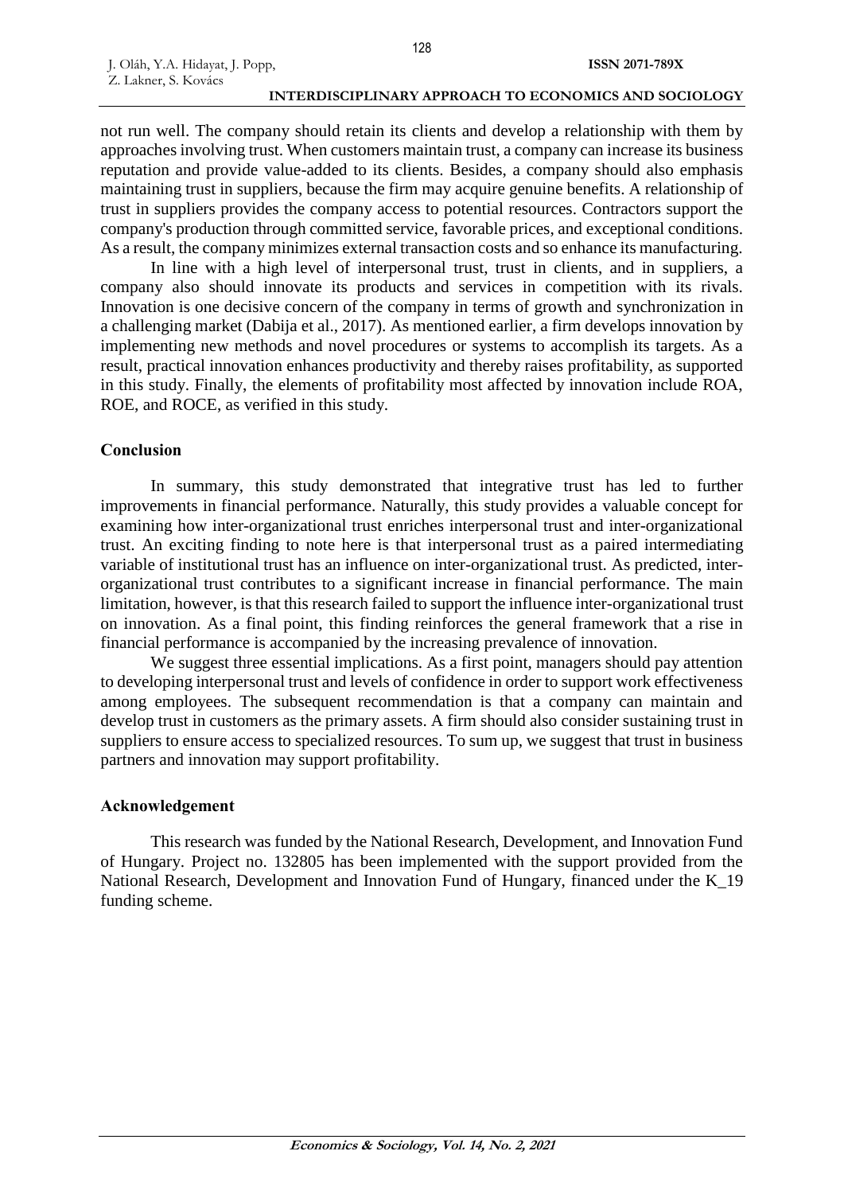not run well. The company should retain its clients and develop a relationship with them by approaches involving trust. When customers maintain trust, a company can increase its business reputation and provide value-added to its clients. Besides, a company should also emphasis maintaining trust in suppliers, because the firm may acquire genuine benefits. A relationship of trust in suppliers provides the company access to potential resources. Contractors support the company's production through committed service, favorable prices, and exceptional conditions. As a result, the company minimizes external transaction costs and so enhance its manufacturing.

In line with a high level of interpersonal trust, trust in clients, and in suppliers, a company also should innovate its products and services in competition with its rivals. Innovation is one decisive concern of the company in terms of growth and synchronization in a challenging market (Dabija et al., 2017). As mentioned earlier, a firm develops innovation by implementing new methods and novel procedures or systems to accomplish its targets. As a result, practical innovation enhances productivity and thereby raises profitability, as supported in this study. Finally, the elements of profitability most affected by innovation include ROA, ROE, and ROCE, as verified in this study.

## Conclusion

In summary, this study demonstrated that integrative trust has led to further improvements in financial performance. Naturally, this study provides a valuable concept for examining how inter-organizational trust enriches interpersonal trust and inter-organizational trust. An exciting finding to note here is that interpersonal trust as a paired intermediating variable of institutional trust has an influence on inter-organizational trust. As predicted, inter-organizational trust contributes to a significant increase in financial performance. The main limitation, however, is that this research failed to support the influence inter-organizational trust on innovation. As a final point, this finding reinforces the general framework that a rise in financial performance is accompanied by the increasing prevalence of innovation.

We suggest three essential implications. As a first point, managers should pay attention to developing interpersonal trust and levels of confidence in order to support work effectiveness among employees. The subsequent recommendation is that a company can maintain and develop trust in customers as the primary assets. A firm should also consider sustaining trust in suppliers to ensure access to specialized resources. To sum up, we suggest that trust in business partners and innovation may support profitability.

## Acknowledgement

This research was funded by the National Research, Development, and Innovation Fund of Hungary. Project no. 132805 has been implemented with the support provided from the National Research, Development and Innovation Fund of Hungary, financed under the K_19 funding scheme.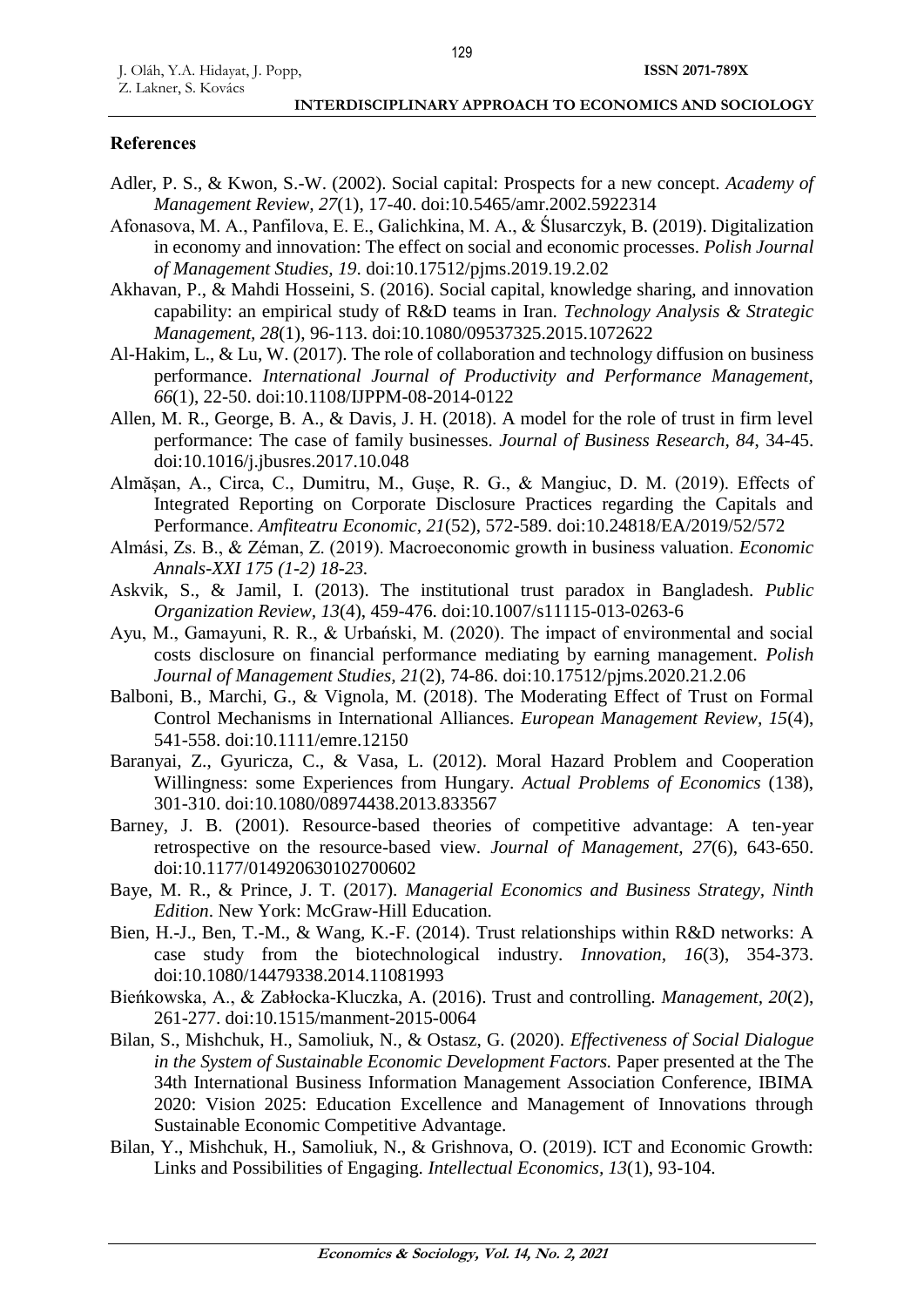## References

Adler, P. S., & Kwon, S.-W. (2002). Social capital: Prospects for a new concept. *Academy of Management Review, 27*(1), 17-40. doi:10.5465/amr.2002.5922314

Afonasova, M. A., Panfilova, E. E., Galichkina, M. A., & Ślusarczyk, B. (2019). Digitalization in economy and innovation: The effect on social and economic processes. *Polish Journal of Management Studies, 19*. doi:10.17512/pjms.2019.19.2.02

Akhavan, P., & Mahdi Hosseini, S. (2016). Social capital, knowledge sharing, and innovation capability: an empirical study of R&D teams in Iran. *Technology Analysis & Strategic Management, 28*(1), 96-113. doi:10.1080/09537325.2015.1072622

Al-Hakim, L., & Lu, W. (2017). The role of collaboration and technology diffusion on business performance. *International Journal of Productivity and Performance Management, 66*(1), 22-50. doi:10.1108/IJPPM-08-2014-0122

Allen, M. R., George, B. A., & Davis, J. H. (2018). A model for the role of trust in firm level performance: The case of family businesses. *Journal of Business Research, 84*, 34-45. doi:10.1016/j.jbusres.2017.10.048

Almășan, A., Circa, C., Dumitru, M., Gușe, R. G., & Mangiuc, D. M. (2019). Effects of Integrated Reporting on Corporate Disclosure Practices regarding the Capitals and Performance. *Amfiteatru Economic, 21*(52), 572-589. doi:10.24818/EA/2019/52/572

Almási, Zs. B., & Zéman, Z. (2019). Macroeconomic growth in business valuation. *Economic Annals-XXI 175 (1-2) 18-23.*

Askvik, S., & Jamil, I. (2013). The institutional trust paradox in Bangladesh. *Public Organization Review, 13*(4), 459-476. doi:10.1007/s11115-013-0263-6

Ayu, M., Gamayuni, R. R., & Urbański, M. (2020). The impact of environmental and social costs disclosure on financial performance mediating by earning management. *Polish Journal of Management Studies, 21*(2), 74-86. doi:10.17512/pjms.2020.21.2.06

Balboni, B., Marchi, G., & Vignola, M. (2018). The Moderating Effect of Trust on Formal Control Mechanisms in International Alliances. *European Management Review, 15*(4), 541-558. doi:10.1111/emre.12150

Baranyai, Z., Gyuricza, C., & Vasa, L. (2012). Moral Hazard Problem and Cooperation Willingness: some Experiences from Hungary. *Actual Problems of Economics* (138), 301-310. doi:10.1080/08974438.2013.833567

Barney, J. B. (2001). Resource-based theories of competitive advantage: A ten-year retrospective on the resource-based view. *Journal of Management, 27*(6), 643-650. doi:10.1177/014920630102700602

Baye, M. R., & Prince, J. T. (2017). *Managerial Economics and Business Strategy, Ninth Edition*. New York: McGraw-Hill Education.

Bien, H.-J., Ben, T.-M., & Wang, K.-F. (2014). Trust relationships within R&D networks: A case study from the biotechnological industry. *Innovation, 16*(3), 354-373. doi:10.1080/14479338.2014.11081993

Bieńkowska, A., & Zabłocka-Kluczka, A. (2016). Trust and controlling. *Management, 20*(2), 261-277. doi:10.1515/manment-2015-0064

Bilan, S., Mishchuk, H., Samoliuk, N., & Ostasz, G. (2020). *Effectiveness of Social Dialogue in the System of Sustainable Economic Development Factors.* Paper presented at the The 34th International Business Information Management Association Conference, IBIMA 2020: Vision 2025: Education Excellence and Management of Innovations through Sustainable Economic Competitive Advantage.

Bilan, Y., Mishchuk, H., Samoliuk, N., & Grishnova, O. (2019). ICT and Economic Growth: Links and Possibilities of Engaging. *Intellectual Economics, 13*(1), 93-104.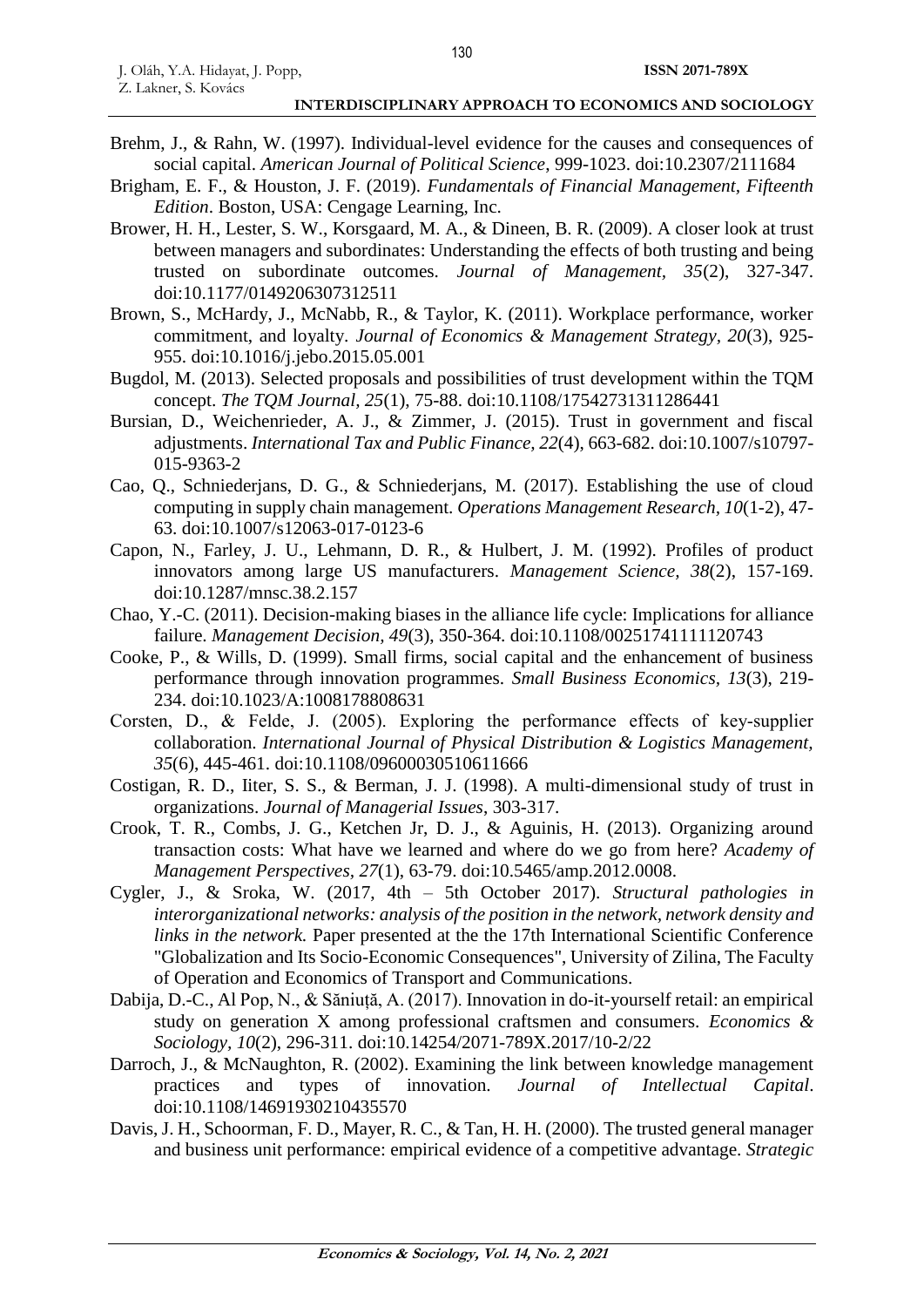Brehm, J., & Rahn, W. (1997). Individual-level evidence for the causes and consequences of social capital. *American Journal of Political Science*, 999-1023. doi:10.2307/2111684

Brigham, E. F., & Houston, J. F. (2019). *Fundamentals of Financial Management, Fifteenth Edition*. Boston, USA: Cengage Learning, Inc.

Brower, H. H., Lester, S. W., Korsgaard, M. A., & Dineen, B. R. (2009). A closer look at trust between managers and subordinates: Understanding the effects of both trusting and being trusted on subordinate outcomes. *Journal of Management*, *35*(2), 327-347. doi:10.1177/0149206307312511

Brown, S., McHardy, J., McNabb, R., & Taylor, K. (2011). Workplace performance, worker commitment, and loyalty. *Journal of Economics & Management Strategy, 20*(3), 925-955. doi:10.1016/j.jebo.2015.05.001

Bugdol, M. (2013). Selected proposals and possibilities of trust development within the TQM concept. *The TQM Journal, 25*(1), 75-88. doi:10.1108/17542731311286441

Bursian, D., Weichenrieder, A. J., & Zimmer, J. (2015). Trust in government and fiscal adjustments. *International Tax and Public Finance, 22*(4), 663-682. doi:10.1007/s10797-015-9363-2

Cao, Q., Schniederjans, D. G., & Schniederjans, M. (2017). Establishing the use of cloud computing in supply chain management. *Operations Management Research*, *10*(1-2), 47-63. doi:10.1007/s12063-017-0123-6

Capon, N., Farley, J. U., Lehmann, D. R., & Hulbert, J. M. (1992). Profiles of product innovators among large US manufacturers. *Management Science, 38*(2), 157-169. doi:10.1287/mnsc.38.2.157

Chao, Y.-C. (2011). Decision-making biases in the alliance life cycle: Implications for alliance failure. *Management Decision, 49*(3), 350-364. doi:10.1108/00251741111120743

Cooke, P., & Wills, D. (1999). Small firms, social capital and the enhancement of business performance through innovation programmes. *Small Business Economics, 13*(3), 219-234. doi:10.1023/A:1008178808631

Corsten, D., & Felde, J. (2005). Exploring the performance effects of key-supplier collaboration. *International Journal of Physical Distribution & Logistics Management, 35*(6), 445-461. doi:10.1108/09600030510611666

Costigan, R. D., Iiter, S. S., & Berman, J. J. (1998). A multi-dimensional study of trust in organizations. *Journal of Managerial Issues*, 303-317.

Crook, T. R., Combs, J. G., Ketchen Jr, D. J., & Aguinis, H. (2013). Organizing around transaction costs: What have we learned and where do we go from here? *Academy of Management Perspectives*, *27*(1), 63-79. doi:10.5465/amp.2012.0008.

Cygler, J., & Sroka, W. (2017, 4th – 5th October 2017). *Structural pathologies in interorganizational networks: analysis of the position in the network, network density and links in the network.* Paper presented at the the 17th International Scientific Conference "Globalization and Its Socio-Economic Consequences", University of Zilina, The Faculty of Operation and Economics of Transport and Communications.

Dabija, D.-C., Al Pop, N., & Săniuță, A. (2017). Innovation in do-it-yourself retail: an empirical study on generation X among professional craftsmen and consumers. *Economics & Sociology*, *10*(2), 296-311. doi:10.14254/2071-789X.2017/10-2/22

Darroch, J., & McNaughton, R. (2002). Examining the link between knowledge management practices and types of innovation. *Journal of Intellectual Capital*. doi:10.1108/14691930210435570

Davis, J. H., Schoorman, F. D., Mayer, R. C., & Tan, H. H. (2000). The trusted general manager and business unit performance: empirical evidence of a competitive advantage. *Strategic*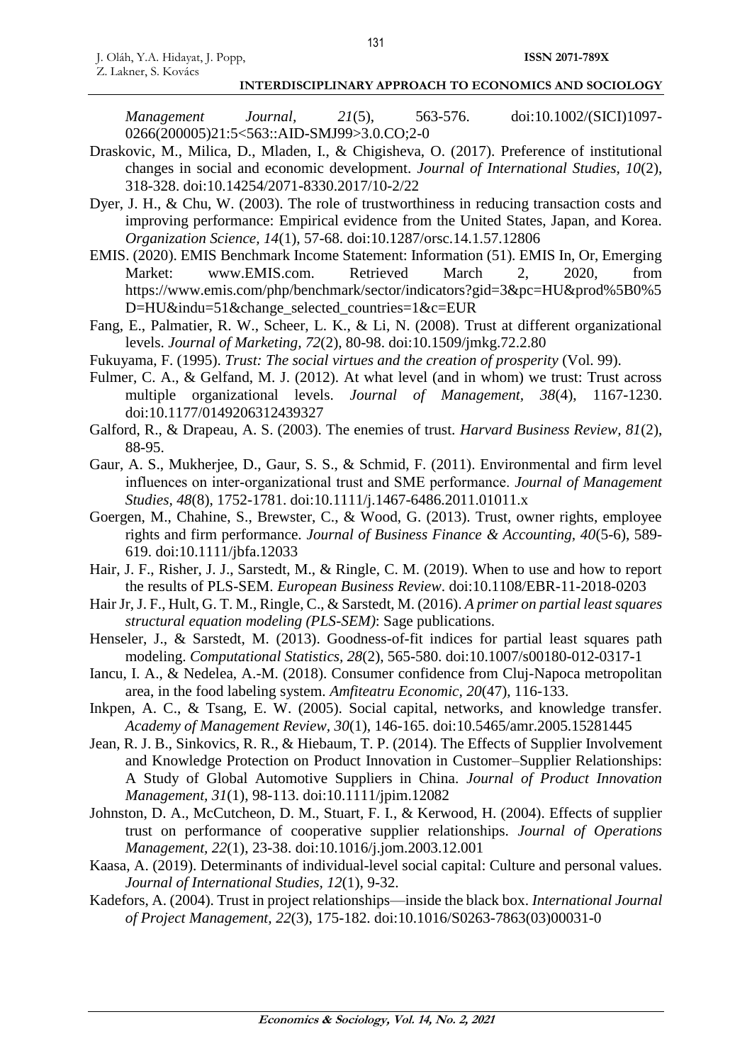*Management Journal*, *21*(5), 563-576. doi:10.1002/(SICI)1097-0266(200005)21:5<563::AID-SMJ99>3.0.CO;2-0

Draskovic, M., Milica, D., Mladen, I., & Chigisheva, O. (2017). Preference of institutional changes in social and economic development. *Journal of International Studies, 10*(2), 318-328. doi:10.14254/2071-8330.2017/10-2/22

Dyer, J. H., & Chu, W. (2003). The role of trustworthiness in reducing transaction costs and improving performance: Empirical evidence from the United States, Japan, and Korea. *Organization Science, 14*(1), 57-68. doi:10.1287/orsc.14.1.57.12806

EMIS. (2020). EMIS Benchmark Income Statement: Information (51). EMIS In, Or, Emerging Market: www.EMIS.com. Retrieved March 2, 2020, from https://www.emis.com/php/benchmark/sector/indicators?gid=3&pc=HU&prod%5B0%5D=HU&indu=51&change_selected_countries=1&c=EUR

Fang, E., Palmatier, R. W., Scheer, L. K., & Li, N. (2008). Trust at different organizational levels. *Journal of Marketing, 72*(2), 80-98. doi:10.1509/jmkg.72.2.80

Fukuyama, F. (1995). *Trust: The social virtues and the creation of prosperity* (Vol. 99).

Fulmer, C. A., & Gelfand, M. J. (2012). At what level (and in whom) we trust: Trust across multiple organizational levels. *Journal of Management*, *38*(4), 1167-1230. doi:10.1177/0149206312439327

Galford, R., & Drapeau, A. S. (2003). The enemies of trust. *Harvard Business Review, 81*(2), 88-95.

Gaur, A. S., Mukherjee, D., Gaur, S. S., & Schmid, F. (2011). Environmental and firm level influences on inter-organizational trust and SME performance. *Journal of Management Studies, 48*(8), 1752-1781. doi:10.1111/j.1467-6486.2011.01011.x

Goergen, M., Chahine, S., Brewster, C., & Wood, G. (2013). Trust, owner rights, employee rights and firm performance. *Journal of Business Finance & Accounting, 40*(5-6), 589-619. doi:10.1111/jbfa.12033

Hair, J. F., Risher, J. J., Sarstedt, M., & Ringle, C. M. (2019). When to use and how to report the results of PLS-SEM. *European Business Review*. doi:10.1108/EBR-11-2018-0203

Hair Jr, J. F., Hult, G. T. M., Ringle, C., & Sarstedt, M. (2016). *A primer on partial least squares structural equation modeling (PLS-SEM)*: Sage publications.

Henseler, J., & Sarstedt, M. (2013). Goodness-of-fit indices for partial least squares path modeling. *Computational Statistics, 28*(2), 565-580. doi:10.1007/s00180-012-0317-1

Iancu, I. A., & Nedelea, A.-M. (2018). Consumer confidence from Cluj-Napoca metropolitan area, in the food labeling system. *Amfiteatru Economic, 20*(47), 116-133.

Inkpen, A. C., & Tsang, E. W. (2005). Social capital, networks, and knowledge transfer. *Academy of Management Review, 30*(1), 146-165. doi:10.5465/amr.2005.15281445

Jean, R. J. B., Sinkovics, R. R., & Hiebaum, T. P. (2014). The Effects of Supplier Involvement and Knowledge Protection on Product Innovation in Customer–Supplier Relationships: A Study of Global Automotive Suppliers in China. *Journal of Product Innovation Management, 31*(1), 98-113. doi:10.1111/jpim.12082

Johnston, D. A., McCutcheon, D. M., Stuart, F. I., & Kerwood, H. (2004). Effects of supplier trust on performance of cooperative supplier relationships. *Journal of Operations Management, 22*(1), 23-38. doi:10.1016/j.jom.2003.12.001

Kaasa, A. (2019). Determinants of individual-level social capital: Culture and personal values. *Journal of International Studies, 12*(1), 9-32.

Kadefors, A. (2004). Trust in project relationships—inside the black box. *International Journal of Project Management, 22*(3), 175-182. doi:10.1016/S0263-7863(03)00031-0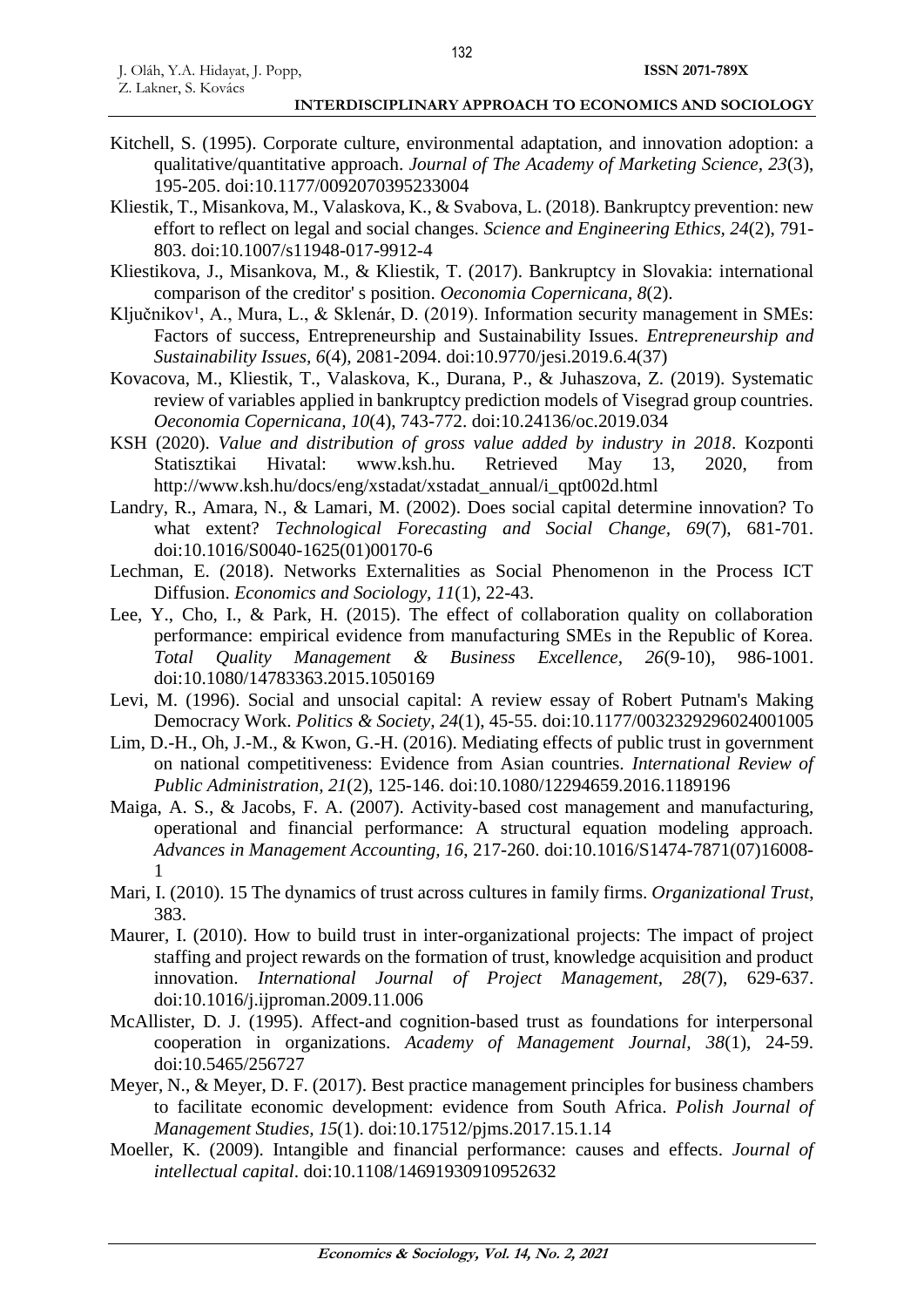Kitchell, S. (1995). Corporate culture, environmental adaptation, and innovation adoption: a qualitative/quantitative approach. *Journal of The Academy of Marketing Science, 23*(3), 195-205. doi:10.1177/0092070395233004

Kliestik, T., Misankova, M., Valaskova, K., & Svabova, L. (2018). Bankruptcy prevention: new effort to reflect on legal and social changes. *Science and Engineering Ethics, 24*(2), 791-803. doi:10.1007/s11948-017-9912-4

Kliestikova, J., Misankova, M., & Kliestik, T. (2017). Bankruptcy in Slovakia: international comparison of the creditor' s position. *Oeconomia Copernicana, 8*(2).

Ključnikov¹, A., Mura, L., & Sklenár, D. (2019). Information security management in SMEs: Factors of success, Entrepreneurship and Sustainability Issues. *Entrepreneurship and Sustainability Issues, 6*(4), 2081-2094. doi:10.9770/jesi.2019.6.4(37)

Kovacova, M., Kliestik, T., Valaskova, K., Durana, P., & Juhaszova, Z. (2019). Systematic review of variables applied in bankruptcy prediction models of Visegrad group countries. *Oeconomia Copernicana, 10*(4), 743-772. doi:10.24136/oc.2019.034

KSH (2020). *Value and distribution of gross value added by industry in 2018*. Kozponti Statisztikai Hivatal: www.ksh.hu. Retrieved May 13, 2020, from http://www.ksh.hu/docs/eng/xstadat/xstadat_annual/i_qpt002d.html

Landry, R., Amara, N., & Lamari, M. (2002). Does social capital determine innovation? To what extent? *Technological Forecasting and Social Change, 69*(7), 681-701. doi:10.1016/S0040-1625(01)00170-6

Lechman, E. (2018). Networks Externalities as Social Phenomenon in the Process ICT Diffusion. *Economics and Sociology, 11*(1), 22-43.

Lee, Y., Cho, I., & Park, H. (2015). The effect of collaboration quality on collaboration performance: empirical evidence from manufacturing SMEs in the Republic of Korea. *Total Quality Management & Business Excellence, 26*(9-10), 986-1001. doi:10.1080/14783363.2015.1050169

Levi, M. (1996). Social and unsocial capital: A review essay of Robert Putnam's Making Democracy Work. *Politics & Society, 24*(1), 45-55. doi:10.1177/0032329296024001005

Lim, D.-H., Oh, J.-M., & Kwon, G.-H. (2016). Mediating effects of public trust in government on national competitiveness: Evidence from Asian countries. *International Review of Public Administration, 21*(2), 125-146. doi:10.1080/12294659.2016.1189196

Maiga, A. S., & Jacobs, F. A. (2007). Activity-based cost management and manufacturing, operational and financial performance: A structural equation modeling approach. *Advances in Management Accounting, 16*, 217-260. doi:10.1016/S1474-7871(07)16008-1

Mari, I. (2010). 15 The dynamics of trust across cultures in family firms. *Organizational Trust,* 383.

Maurer, I. (2010). How to build trust in inter-organizational projects: The impact of project staffing and project rewards on the formation of trust, knowledge acquisition and product innovation. *International Journal of Project Management, 28*(7), 629-637. doi:10.1016/j.ijproman.2009.11.006

McAllister, D. J. (1995). Affect-and cognition-based trust as foundations for interpersonal cooperation in organizations. *Academy of Management Journal, 38*(1), 24-59. doi:10.5465/256727

Meyer, N., & Meyer, D. F. (2017). Best practice management principles for business chambers to facilitate economic development: evidence from South Africa. *Polish Journal of Management Studies, 15*(1). doi:10.17512/pjms.2017.15.1.14

Moeller, K. (2009). Intangible and financial performance: causes and effects. *Journal of intellectual capital*. doi:10.1108/14691930910952632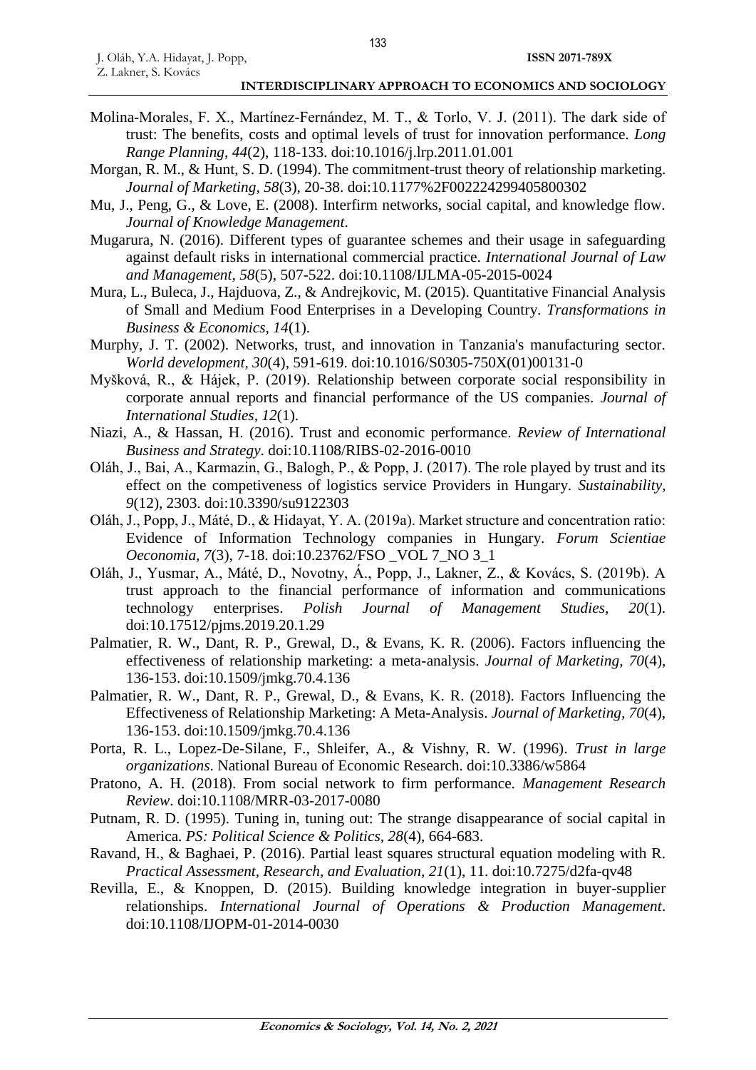Molina-Morales, F. X., Martínez-Fernández, M. T., & Torlo, V. J. (2011). The dark side of trust: The benefits, costs and optimal levels of trust for innovation performance. *Long Range Planning, 44*(2), 118-133. doi:10.1016/j.lrp.2011.01.001

Morgan, R. M., & Hunt, S. D. (1994). The commitment-trust theory of relationship marketing. *Journal of Marketing, 58*(3), 20-38. doi:10.1177%2F002224299405800302

Mu, J., Peng, G., & Love, E. (2008). Interfirm networks, social capital, and knowledge flow. *Journal of Knowledge Management*.

Mugarura, N. (2016). Different types of guarantee schemes and their usage in safeguarding against default risks in international commercial practice. *International Journal of Law and Management, 58*(5), 507-522. doi:10.1108/IJLMA-05-2015-0024

Mura, L., Buleca, J., Hajduova, Z., & Andrejkovic, M. (2015). Quantitative Financial Analysis of Small and Medium Food Enterprises in a Developing Country. *Transformations in Business & Economics, 14*(1).

Murphy, J. T. (2002). Networks, trust, and innovation in Tanzania's manufacturing sector. *World development, 30*(4), 591-619. doi:10.1016/S0305-750X(01)00131-0

Myšková, R., & Hájek, P. (2019). Relationship between corporate social responsibility in corporate annual reports and financial performance of the US companies. *Journal of International Studies, 12*(1).

Niazi, A., & Hassan, H. (2016). Trust and economic performance. *Review of International Business and Strategy*. doi:10.1108/RIBS-02-2016-0010

Oláh, J., Bai, A., Karmazin, G., Balogh, P., & Popp, J. (2017). The role played by trust and its effect on the competiveness of logistics service Providers in Hungary. *Sustainability, 9*(12), 2303. doi:10.3390/su9122303

Oláh, J., Popp, J., Máté, D., & Hidayat, Y. A. (2019a). Market structure and concentration ratio: Evidence of Information Technology companies in Hungary. *Forum Scientiae Oeconomia, 7*(3), 7-18. doi:10.23762/FSO _VOL 7_NO 3_1

Oláh, J., Yusmar, A., Máté, D., Novotny, Á., Popp, J., Lakner, Z., & Kovács, S. (2019b). A trust approach to the financial performance of information and communications technology enterprises. *Polish Journal of Management Studies, 20*(1). doi:10.17512/pjms.2019.20.1.29

Palmatier, R. W., Dant, R. P., Grewal, D., & Evans, K. R. (2006). Factors influencing the effectiveness of relationship marketing: a meta-analysis. *Journal of Marketing, 70*(4), 136-153. doi:10.1509/jmkg.70.4.136

Palmatier, R. W., Dant, R. P., Grewal, D., & Evans, K. R. (2018). Factors Influencing the Effectiveness of Relationship Marketing: A Meta-Analysis. *Journal of Marketing, 70*(4), 136-153. doi:10.1509/jmkg.70.4.136

Porta, R. L., Lopez-De-Silane, F., Shleifer, A., & Vishny, R. W. (1996). *Trust in large organizations*. National Bureau of Economic Research. doi:10.3386/w5864

Pratono, A. H. (2018). From social network to firm performance. *Management Research Review*. doi:10.1108/MRR-03-2017-0080

Putnam, R. D. (1995). Tuning in, tuning out: The strange disappearance of social capital in America. *PS: Political Science & Politics, 28*(4), 664-683.

Ravand, H., & Baghaei, P. (2016). Partial least squares structural equation modeling with R. *Practical Assessment, Research, and Evaluation, 21*(1), 11. doi:10.7275/d2fa-qv48

Revilla, E., & Knoppen, D. (2015). Building knowledge integration in buyer-supplier relationships. *International Journal of Operations & Production Management*. doi:10.1108/IJOPM-01-2014-0030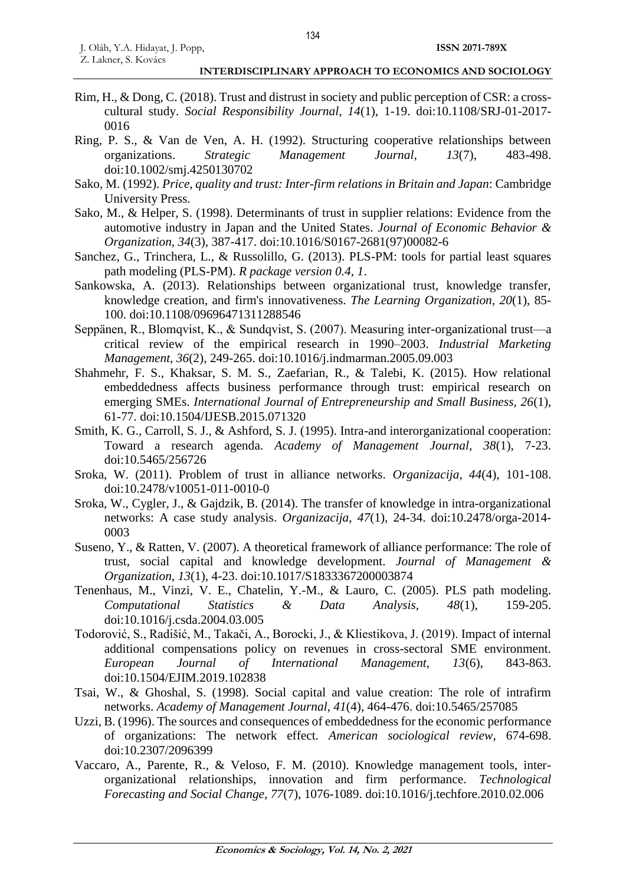Rim, H., & Dong, C. (2018). Trust and distrust in society and public perception of CSR: a cross-cultural study. *Social Responsibility Journal, 14*(1), 1-19. doi:10.1108/SRJ-01-2017-0016

Ring, P. S., & Van de Ven, A. H. (1992). Structuring cooperative relationships between organizations. *Strategic Management Journal, 13*(7), 483-498. doi:10.1002/smj.4250130702

Sako, M. (1992). *Price, quality and trust: Inter-firm relations in Britain and Japan*: Cambridge University Press.

Sako, M., & Helper, S. (1998). Determinants of trust in supplier relations: Evidence from the automotive industry in Japan and the United States. *Journal of Economic Behavior & Organization, 34*(3), 387-417. doi:10.1016/S0167-2681(97)00082-6

Sanchez, G., Trinchera, L., & Russolillo, G. (2013). PLS-PM: tools for partial least squares path modeling (PLS-PM). *R package version 0.4, 1*.

Sankowska, A. (2013). Relationships between organizational trust, knowledge transfer, knowledge creation, and firm's innovativeness. *The Learning Organization, 20*(1), 85-100. doi:10.1108/09696471311288546

Seppänen, R., Blomqvist, K., & Sundqvist, S. (2007). Measuring inter-organizational trust—a critical review of the empirical research in 1990–2003. *Industrial Marketing Management, 36*(2), 249-265. doi:10.1016/j.indmarman.2005.09.003

Shahmehr, F. S., Khaksar, S. M. S., Zaefarian, R., & Talebi, K. (2015). How relational embeddedness affects business performance through trust: empirical research on emerging SMEs. *International Journal of Entrepreneurship and Small Business, 26*(1), 61-77. doi:10.1504/IJESB.2015.071320

Smith, K. G., Carroll, S. J., & Ashford, S. J. (1995). Intra-and interorganizational cooperation: Toward a research agenda. *Academy of Management Journal, 38*(1), 7-23. doi:10.5465/256726

Sroka, W. (2011). Problem of trust in alliance networks. *Organizacija, 44*(4), 101-108. doi:10.2478/v10051-011-0010-0

Sroka, W., Cygler, J., & Gajdzik, B. (2014). The transfer of knowledge in intra-organizational networks: A case study analysis. *Organizacija, 47*(1), 24-34. doi:10.2478/orga-2014-0003

Suseno, Y., & Ratten, V. (2007). A theoretical framework of alliance performance: The role of trust, social capital and knowledge development. *Journal of Management & Organization, 13*(1), 4-23. doi:10.1017/S1833367200003874

Tenenhaus, M., Vinzi, V. E., Chatelin, Y.-M., & Lauro, C. (2005). PLS path modeling. *Computational Statistics & Data Analysis, 48*(1), 159-205. doi:10.1016/j.csda.2004.03.005

Todorović, S., Radišić, M., Takači, A., Borocki, J., & Kliestikova, J. (2019). Impact of internal additional compensations policy on revenues in cross-sectoral SME environment. *European Journal of International Management, 13*(6), 843-863. doi:10.1504/EJIM.2019.102838

Tsai, W., & Ghoshal, S. (1998). Social capital and value creation: The role of intrafirm networks. *Academy of Management Journal, 41*(4), 464-476. doi:10.5465/257085

Uzzi, B. (1996). The sources and consequences of embeddedness for the economic performance of organizations: The network effect. *American sociological review*, 674-698. doi:10.2307/2096399

Vaccaro, A., Parente, R., & Veloso, F. M. (2010). Knowledge management tools, inter-organizational relationships, innovation and firm performance. *Technological Forecasting and Social Change, 77*(7), 1076-1089. doi:10.1016/j.techfore.2010.02.006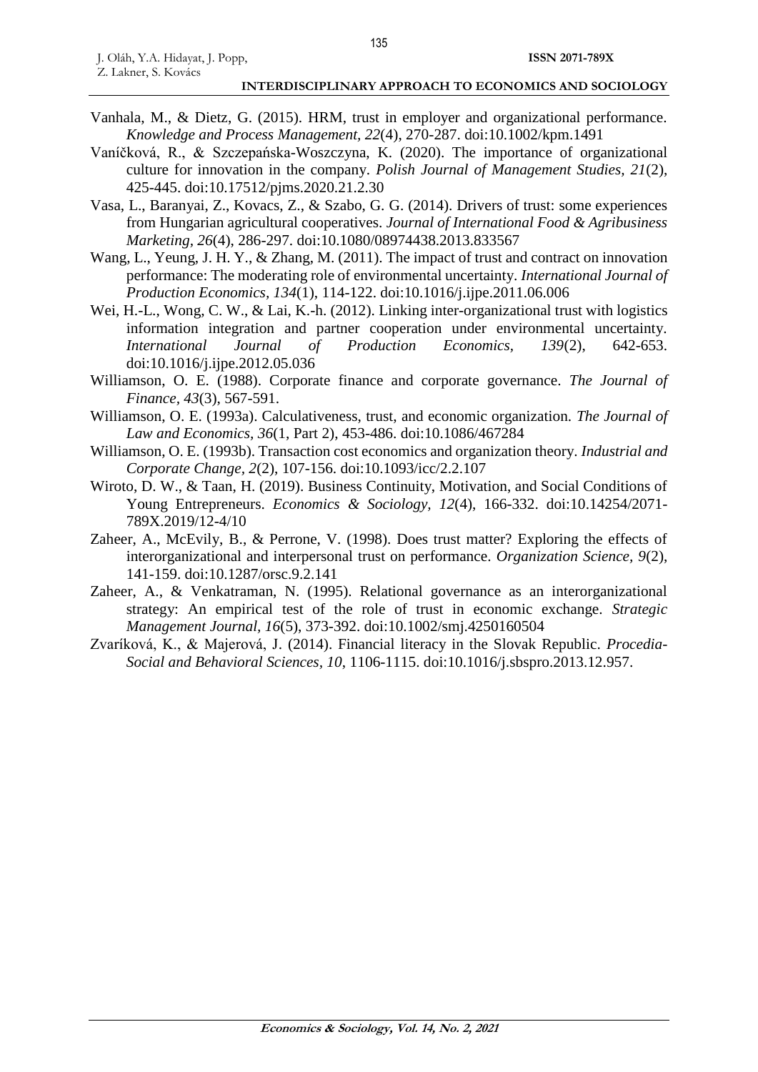Vanhala, M., & Dietz, G. (2015). HRM, trust in employer and organizational performance. *Knowledge and Process Management*, *22*(4), 270-287. doi:10.1002/kpm.1491

Vaníčková, R., & Szczepańska-Woszczyna, K. (2020). The importance of organizational culture for innovation in the company. *Polish Journal of Management Studies, 21*(2), 425-445. doi:10.17512/pjms.2020.21.2.30

Vasa, L., Baranyai, Z., Kovacs, Z., & Szabo, G. G. (2014). Drivers of trust: some experiences from Hungarian agricultural cooperatives. *Journal of International Food & Agribusiness Marketing*, *26*(4), 286-297. doi:10.1080/08974438.2013.833567

Wang, L., Yeung, J. H. Y., & Zhang, M. (2011). The impact of trust and contract on innovation performance: The moderating role of environmental uncertainty. *International Journal of Production Economics, 134*(1), 114-122. doi:10.1016/j.ijpe.2011.06.006

Wei, H.-L., Wong, C. W., & Lai, K.-h. (2012). Linking inter-organizational trust with logistics information integration and partner cooperation under environmental uncertainty. *International Journal of Production Economics*, *139*(2), 642-653. doi:10.1016/j.ijpe.2012.05.036

Williamson, O. E. (1988). Corporate finance and corporate governance. *The Journal of Finance*, *43*(3), 567-591.

Williamson, O. E. (1993a). Calculativeness, trust, and economic organization. *The Journal of Law and Economics, 36*(1, Part 2), 453-486. doi:10.1086/467284

Williamson, O. E. (1993b). Transaction cost economics and organization theory. *Industrial and Corporate Change*, *2*(2), 107-156. doi:10.1093/icc/2.2.107

Wiroto, D. W., & Taan, H. (2019). Business Continuity, Motivation, and Social Conditions of Young Entrepreneurs. *Economics & Sociology, 12*(4), 166-332. doi:10.14254/2071-789X.2019/12-4/10

Zaheer, A., McEvily, B., & Perrone, V. (1998). Does trust matter? Exploring the effects of interorganizational and interpersonal trust on performance. *Organization Science, 9*(2), 141-159. doi:10.1287/orsc.9.2.141

Zaheer, A., & Venkatraman, N. (1995). Relational governance as an interorganizational strategy: An empirical test of the role of trust in economic exchange. *Strategic Management Journal*, *16*(5), 373-392. doi:10.1002/smj.4250160504

Zvaríková, K., & Majerová, J. (2014). Financial literacy in the Slovak Republic. *Procedia-Social and Behavioral Sciences*, *10*, 1106-1115. doi:10.1016/j.sbspro.2013.12.957.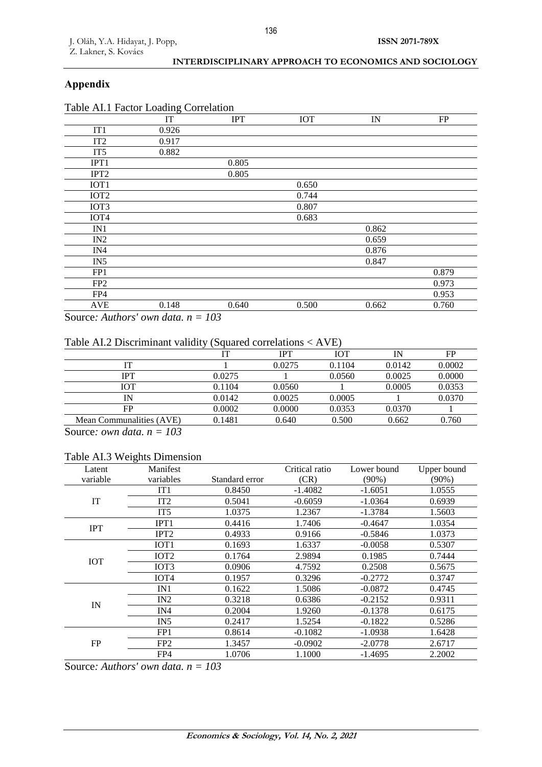## Appendix

Table AI.1 Factor Loading Correlation

| | IT | IPT | IOT | IN | FP |
|---|---|---|---|---|---|
| IT1 | 0.926 | | | | |
| IT2 | 0.917 | | | | |
| IT5 | 0.882 | | | | |
| IPT1 | | 0.805 | | | |
| IPT2 | | 0.805 | | | |
| IOT1 | | | 0.650 | | |
| IOT2 | | | 0.744 | | |
| IOT3 | | | 0.807 | | |
| IOT4 | | | 0.683 | | |
| IN1 | | | | 0.862 | |
| IN2 | | | | 0.659 | |
| IN4 | | | | 0.876 | |
| IN5 | | | | 0.847 | |
| FP1 | | | | | 0.879 |
| FP2 | | | | | 0.973 |
| FP4 | | | | | 0.953 |
| AVE | 0.148 | 0.640 | 0.500 | 0.662 | 0.760 |

Source*: Authors' own data. n = 103*

Table AI.2 Discriminant validity (Squared correlations < AVE)

| | IT | IPT | IOT | IN | FP |
|---|---|---|---|---|---|
| IT | 1 | 0.0275 | 0.1104 | 0.0142 | 0.0002 |
| IPT | 0.0275 | 1 | 0.0560 | 0.0025 | 0.0000 |
| IOT | 0.1104 | 0.0560 | 1 | 0.0005 | 0.0353 |
| IN | 0.0142 | 0.0025 | 0.0005 | 1 | 0.0370 |
| FP | 0.0002 | 0.0000 | 0.0353 | 0.0370 | 1 |
| Mean Communalities (AVE) | 0.1481 | 0.640 | 0.500 | 0.662 | 0.760 |

Source*: own data. n = 103*

Table AI.3 Weights Dimension

| Latent variable | Manifest variables | Standard error | Critical ratio (CR) | Lower bound (90%) | Upper bound (90%) |
|---|---|---|---|---|---|
| IT | IT1 | 0.8450 | -1.4082 | -1.6051 | 1.0555 |
| | IT2 | 0.5041 | -0.6059 | -1.0364 | 0.6939 |
| | IT5 | 1.0375 | 1.2367 | -1.3784 | 1.5603 |
| IPT | IPT1 | 0.4416 | 1.7406 | -0.4647 | 1.0354 |
| | IPT2 | 0.4933 | 0.9166 | -0.5846 | 1.0373 |
| IOT | IOT1 | 0.1693 | 1.6337 | -0.0058 | 0.5307 |
| | IOT2 | 0.1764 | 2.9894 | 0.1985 | 0.7444 |
| | IOT3 | 0.0906 | 4.7592 | 0.2508 | 0.5675 |
| | IOT4 | 0.1957 | 0.3296 | -0.2772 | 0.3747 |
| IN | IN1 | 0.1622 | 1.5086 | -0.0872 | 0.4745 |
| | IN2 | 0.3218 | 0.6386 | -0.2152 | 0.9311 |
| | IN4 | 0.2004 | 1.9260 | -0.1378 | 0.6175 |
| | IN5 | 0.2417 | 1.5254 | -0.1822 | 0.5286 |
| FP | FP1 | 0.8614 | -0.1082 | -1.0938 | 1.6428 |
| | FP2 | 1.3457 | -0.0902 | -2.0778 | 2.6717 |
| | FP4 | 1.0706 | 1.1000 | -1.4695 | 2.2002 |

Source*: Authors' own data. n = 103*